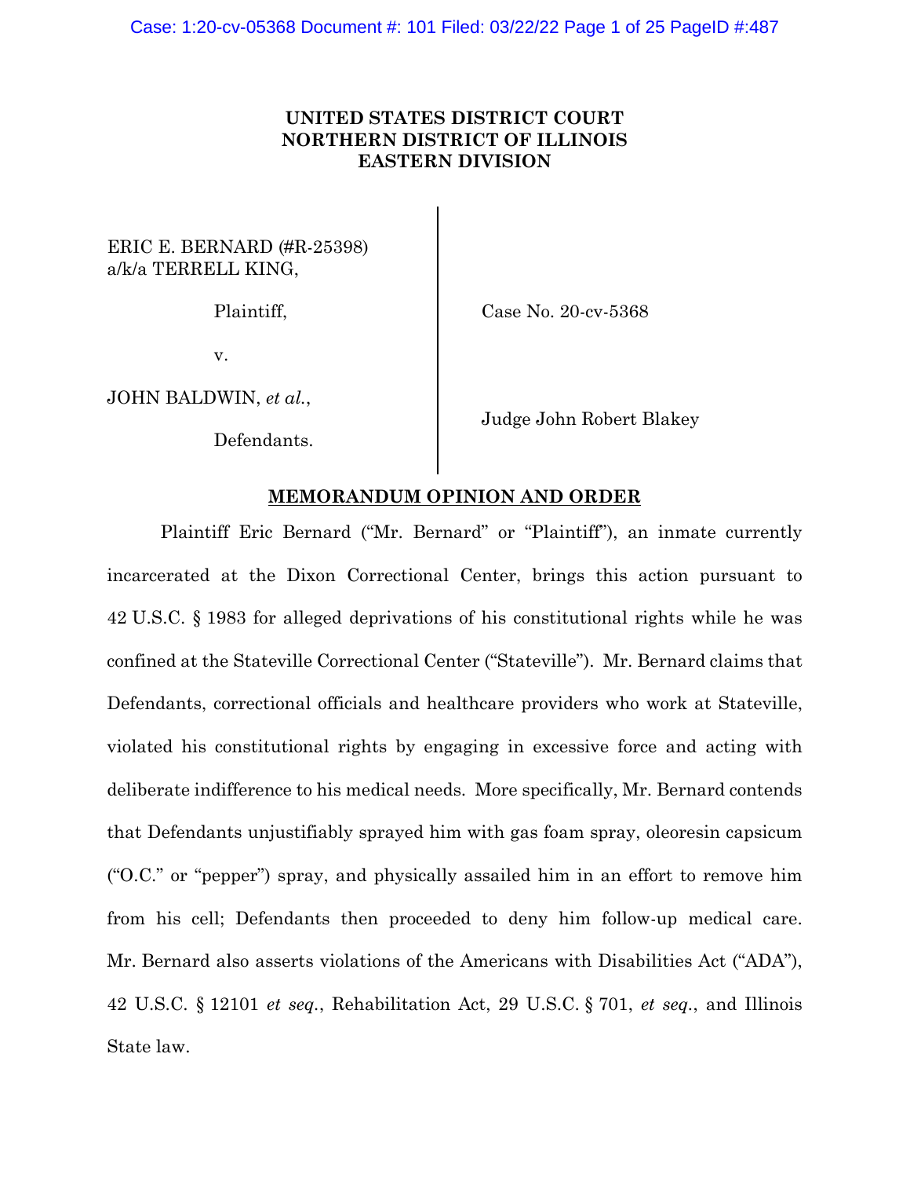**UNITED STATES DISTRICT COURT**
**NORTHERN DISTRICT OF ILLINOIS**
**EASTERN DIVISION**

ERIC E. BERNARD (#R-25398)
a/k/a TERRELL KING,

Plaintiff,

v.

JOHN BALDWIN, *et al.*,

Defendants.

Case No. 20-cv-5368

Judge John Robert Blakey

**MEMORANDUM OPINION AND ORDER**

Plaintiff Eric Bernard ("Mr. Bernard" or "Plaintiff"), an inmate currently incarcerated at the Dixon Correctional Center, brings this action pursuant to 42 U.S.C. § 1983 for alleged deprivations of his constitutional rights while he was confined at the Stateville Correctional Center ("Stateville"). Mr. Bernard claims that Defendants, correctional officials and healthcare providers who work at Stateville, violated his constitutional rights by engaging in excessive force and acting with deliberate indifference to his medical needs. More specifically, Mr. Bernard contends that Defendants unjustifiably sprayed him with gas foam spray, oleoresin capsicum ("O.C." or "pepper") spray, and physically assailed him in an effort to remove him from his cell; Defendants then proceeded to deny him follow-up medical care. Mr. Bernard also asserts violations of the Americans with Disabilities Act ("ADA"), 42 U.S.C. § 12101 *et seq.*, Rehabilitation Act, 29 U.S.C. § 701, *et seq.*, and Illinois State law.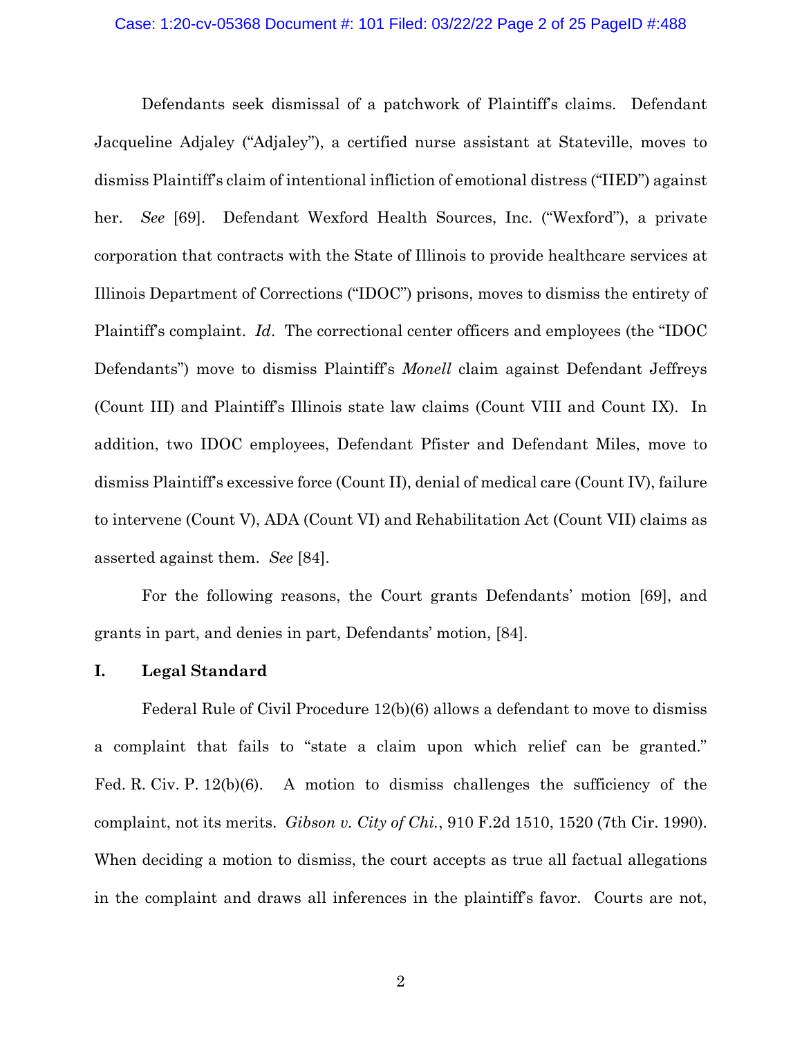Defendants seek dismissal of a patchwork of Plaintiff's claims. Defendant Jacqueline Adjaley ("Adjaley"), a certified nurse assistant at Stateville, moves to dismiss Plaintiff's claim of intentional infliction of emotional distress ("IIED") against her. *See* [69]. Defendant Wexford Health Sources, Inc. ("Wexford"), a private corporation that contracts with the State of Illinois to provide healthcare services at Illinois Department of Corrections ("IDOC") prisons, moves to dismiss the entirety of Plaintiff's complaint. *Id*. The correctional center officers and employees (the "IDOC Defendants") move to dismiss Plaintiff's *Monell* claim against Defendant Jeffreys (Count III) and Plaintiff's Illinois state law claims (Count VIII and Count IX). In addition, two IDOC employees, Defendant Pfister and Defendant Miles, move to dismiss Plaintiff's excessive force (Count II), denial of medical care (Count IV), failure to intervene (Count V), ADA (Count VI) and Rehabilitation Act (Count VII) claims as asserted against them. *See* [84].

For the following reasons, the Court grants Defendants' motion [69], and grants in part, and denies in part, Defendants' motion, [84].

## I. Legal Standard

Federal Rule of Civil Procedure 12(b)(6) allows a defendant to move to dismiss a complaint that fails to "state a claim upon which relief can be granted." Fed. R. Civ. P. 12(b)(6). A motion to dismiss challenges the sufficiency of the complaint, not its merits. *Gibson v. City of Chi.*, 910 F.2d 1510, 1520 (7th Cir. 1990). When deciding a motion to dismiss, the court accepts as true all factual allegations in the complaint and draws all inferences in the plaintiff's favor. Courts are not,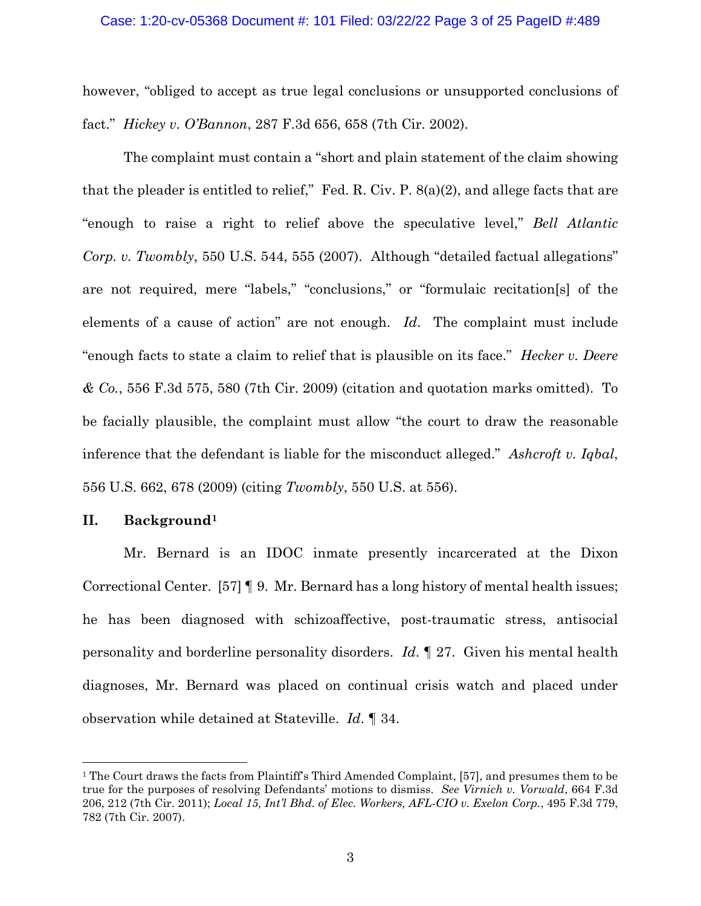however, "obliged to accept as true legal conclusions or unsupported conclusions of fact." *Hickey v. O'Bannon*, 287 F.3d 656, 658 (7th Cir. 2002).

The complaint must contain a "short and plain statement of the claim showing that the pleader is entitled to relief," Fed. R. Civ. P. 8(a)(2), and allege facts that are "enough to raise a right to relief above the speculative level," *Bell Atlantic Corp. v. Twombly*, 550 U.S. 544, 555 (2007). Although "detailed factual allegations" are not required, mere "labels," "conclusions," or "formulaic recitation[s] of the elements of a cause of action" are not enough. *Id*. The complaint must include "enough facts to state a claim to relief that is plausible on its face." *Hecker v. Deere & Co.*, 556 F.3d 575, 580 (7th Cir. 2009) (citation and quotation marks omitted). To be facially plausible, the complaint must allow "the court to draw the reasonable inference that the defendant is liable for the misconduct alleged." *Ashcroft v. Iqbal*, 556 U.S. 662, 678 (2009) (citing *Twombly*, 550 U.S. at 556).

## II. Background[1]

Mr. Bernard is an IDOC inmate presently incarcerated at the Dixon Correctional Center. [57] ¶ 9. Mr. Bernard has a long history of mental health issues; he has been diagnosed with schizoaffective, post-traumatic stress, antisocial personality and borderline personality disorders. *Id*. ¶ 27. Given his mental health diagnoses, Mr. Bernard was placed on continual crisis watch and placed under observation while detained at Stateville. *Id*. ¶ 34.

---

[1] The Court draws the facts from Plaintiff's Third Amended Complaint, [57], and presumes them to be true for the purposes of resolving Defendants' motions to dismiss. *See Virnich v. Vorwald*, 664 F.3d 206, 212 (7th Cir. 2011); *Local 15, Int'l Bhd. of Elec. Workers, AFL-CIO v. Exelon Corp.*, 495 F.3d 779, 782 (7th Cir. 2007).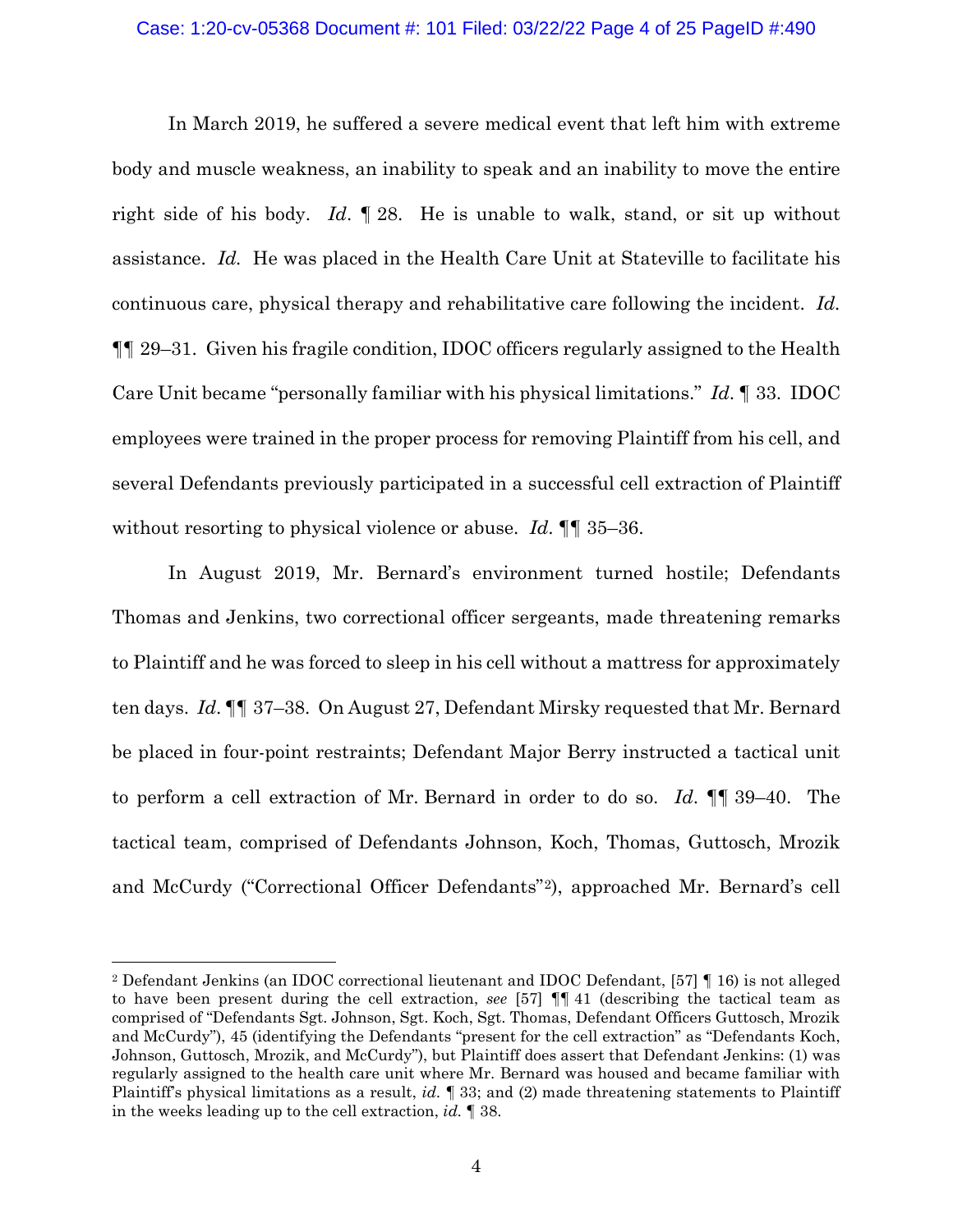In March 2019, he suffered a severe medical event that left him with extreme body and muscle weakness, an inability to speak and an inability to move the entire right side of his body. *Id*. ¶ 28. He is unable to walk, stand, or sit up without assistance. *Id.* He was placed in the Health Care Unit at Stateville to facilitate his continuous care, physical therapy and rehabilitative care following the incident. *Id.* ¶¶ 29–31. Given his fragile condition, IDOC officers regularly assigned to the Health Care Unit became "personally familiar with his physical limitations." *Id*. ¶ 33. IDOC employees were trained in the proper process for removing Plaintiff from his cell, and several Defendants previously participated in a successful cell extraction of Plaintiff without resorting to physical violence or abuse. *Id*. ¶¶ 35–36.

In August 2019, Mr. Bernard's environment turned hostile; Defendants Thomas and Jenkins, two correctional officer sergeants, made threatening remarks to Plaintiff and he was forced to sleep in his cell without a mattress for approximately ten days. *Id*. ¶¶ 37–38. On August 27, Defendant Mirsky requested that Mr. Bernard be placed in four-point restraints; Defendant Major Berry instructed a tactical unit to perform a cell extraction of Mr. Bernard in order to do so. *Id*. ¶¶ 39–40. The tactical team, comprised of Defendants Johnson, Koch, Thomas, Guttosch, Mrozik and McCurdy ("Correctional Officer Defendants"[2]), approached Mr. Bernard's cell

[2] Defendant Jenkins (an IDOC correctional lieutenant and IDOC Defendant, [57] ¶ 16) is not alleged to have been present during the cell extraction, *see* [57] ¶¶ 41 (describing the tactical team as comprised of "Defendants Sgt. Johnson, Sgt. Koch, Sgt. Thomas, Defendant Officers Guttosch, Mrozik and McCurdy"), 45 (identifying the Defendants "present for the cell extraction" as "Defendants Koch, Johnson, Guttosch, Mrozik, and McCurdy"), but Plaintiff does assert that Defendant Jenkins: (1) was regularly assigned to the health care unit where Mr. Bernard was housed and became familiar with Plaintiff's physical limitations as a result, *id.* ¶ 33; and (2) made threatening statements to Plaintiff in the weeks leading up to the cell extraction, *id.* ¶ 38.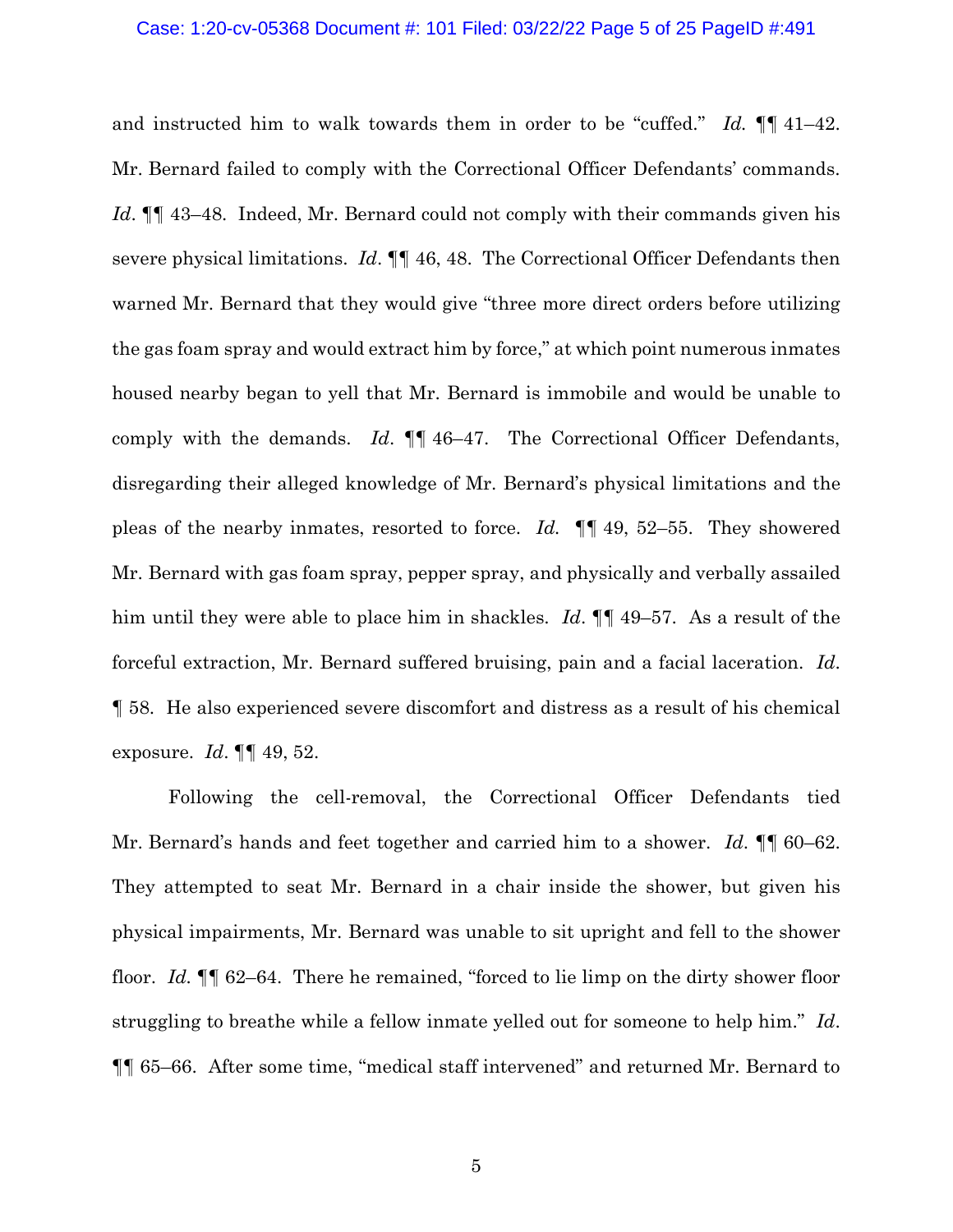and instructed him to walk towards them in order to be "cuffed." *Id.* ¶¶ 41–42. Mr. Bernard failed to comply with the Correctional Officer Defendants' commands. *Id*. ¶¶ 43–48. Indeed, Mr. Bernard could not comply with their commands given his severe physical limitations. *Id*. ¶¶ 46, 48. The Correctional Officer Defendants then warned Mr. Bernard that they would give "three more direct orders before utilizing the gas foam spray and would extract him by force," at which point numerous inmates housed nearby began to yell that Mr. Bernard is immobile and would be unable to comply with the demands. *Id*. ¶¶ 46–47. The Correctional Officer Defendants, disregarding their alleged knowledge of Mr. Bernard's physical limitations and the pleas of the nearby inmates, resorted to force. *Id.* ¶¶ 49, 52–55. They showered Mr. Bernard with gas foam spray, pepper spray, and physically and verbally assailed him until they were able to place him in shackles. *Id*. ¶¶ 49–57. As a result of the forceful extraction, Mr. Bernard suffered bruising, pain and a facial laceration. *Id.* ¶ 58. He also experienced severe discomfort and distress as a result of his chemical exposure. *Id*. ¶¶ 49, 52.

Following the cell-removal, the Correctional Officer Defendants tied Mr. Bernard's hands and feet together and carried him to a shower. *Id*. ¶¶ 60–62. They attempted to seat Mr. Bernard in a chair inside the shower, but given his physical impairments, Mr. Bernard was unable to sit upright and fell to the shower floor. *Id*. ¶¶ 62–64. There he remained, "forced to lie limp on the dirty shower floor struggling to breathe while a fellow inmate yelled out for someone to help him." *Id*. ¶¶ 65–66. After some time, "medical staff intervened" and returned Mr. Bernard to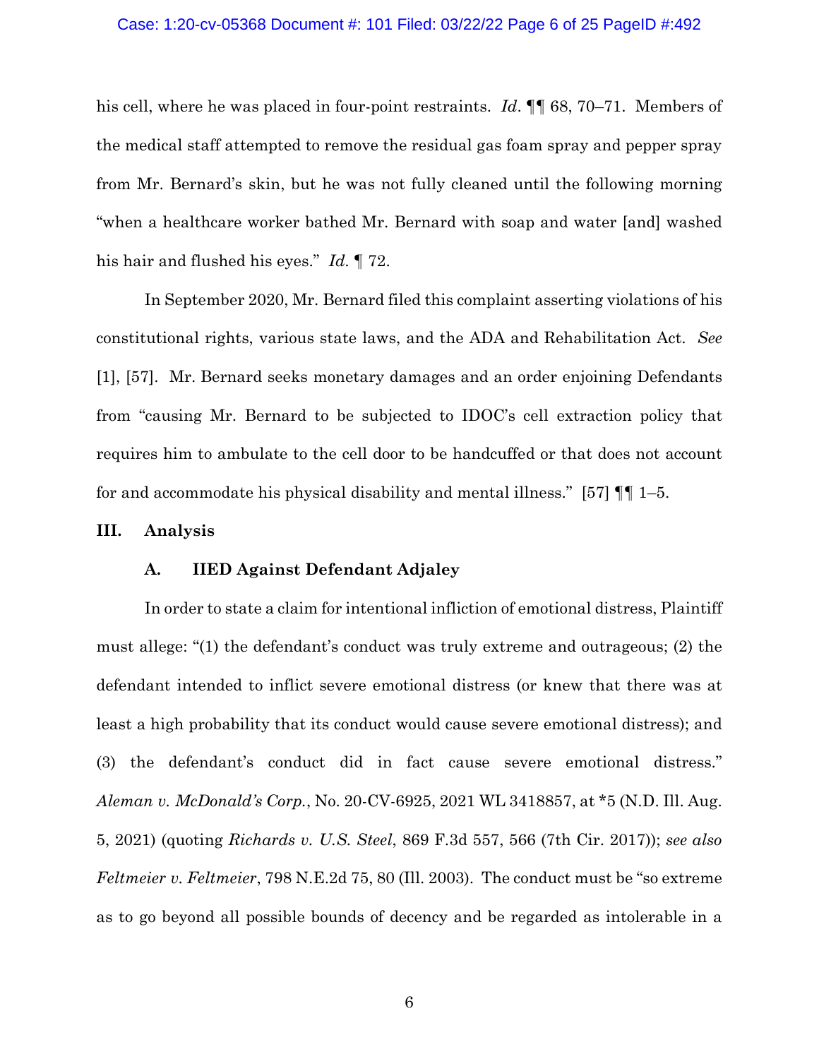his cell, where he was placed in four-point restraints. *Id*. ¶¶ 68, 70–71. Members of the medical staff attempted to remove the residual gas foam spray and pepper spray from Mr. Bernard's skin, but he was not fully cleaned until the following morning "when a healthcare worker bathed Mr. Bernard with soap and water [and] washed his hair and flushed his eyes." *Id.* ¶ 72.

In September 2020, Mr. Bernard filed this complaint asserting violations of his constitutional rights, various state laws, and the ADA and Rehabilitation Act. *See* [1], [57]. Mr. Bernard seeks monetary damages and an order enjoining Defendants from "causing Mr. Bernard to be subjected to IDOC's cell extraction policy that requires him to ambulate to the cell door to be handcuffed or that does not account for and accommodate his physical disability and mental illness." [57] ¶¶ 1–5.

## III. Analysis

### A. IIED Against Defendant Adjaley

In order to state a claim for intentional infliction of emotional distress, Plaintiff must allege: "(1) the defendant's conduct was truly extreme and outrageous; (2) the defendant intended to inflict severe emotional distress (or knew that there was at least a high probability that its conduct would cause severe emotional distress); and (3) the defendant's conduct did in fact cause severe emotional distress." *Aleman v. McDonald's Corp.*, No. 20-CV-6925, 2021 WL 3418857, at *5 (N.D. Ill. Aug. 5, 2021) (quoting *Richards v. U.S. Steel*, 869 F.3d 557, 566 (7th Cir. 2017)); *see also Feltmeier v. Feltmeier*, 798 N.E.2d 75, 80 (Ill. 2003). The conduct must be "so extreme as to go beyond all possible bounds of decency and be regarded as intolerable in a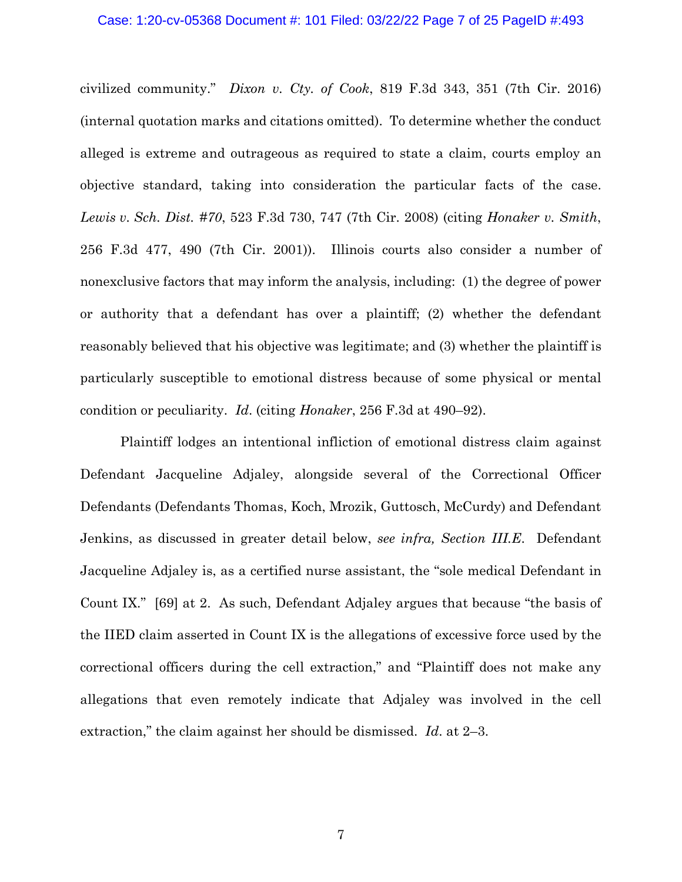civilized community." *Dixon v. Cty. of Cook*, 819 F.3d 343, 351 (7th Cir. 2016) (internal quotation marks and citations omitted). To determine whether the conduct alleged is extreme and outrageous as required to state a claim, courts employ an objective standard, taking into consideration the particular facts of the case. *Lewis v. Sch. Dist. #70*, 523 F.3d 730, 747 (7th Cir. 2008) (citing *Honaker v. Smith*, 256 F.3d 477, 490 (7th Cir. 2001)). Illinois courts also consider a number of nonexclusive factors that may inform the analysis, including: (1) the degree of power or authority that a defendant has over a plaintiff; (2) whether the defendant reasonably believed that his objective was legitimate; and (3) whether the plaintiff is particularly susceptible to emotional distress because of some physical or mental condition or peculiarity. *Id*. (citing *Honaker*, 256 F.3d at 490–92).

Plaintiff lodges an intentional infliction of emotional distress claim against Defendant Jacqueline Adjaley, alongside several of the Correctional Officer Defendants (Defendants Thomas, Koch, Mrozik, Guttosch, McCurdy) and Defendant Jenkins, as discussed in greater detail below, *see infra, Section III.E*. Defendant Jacqueline Adjaley is, as a certified nurse assistant, the "sole medical Defendant in Count IX." [69] at 2. As such, Defendant Adjaley argues that because "the basis of the IIED claim asserted in Count IX is the allegations of excessive force used by the correctional officers during the cell extraction," and "Plaintiff does not make any allegations that even remotely indicate that Adjaley was involved in the cell extraction," the claim against her should be dismissed. *Id*. at 2–3.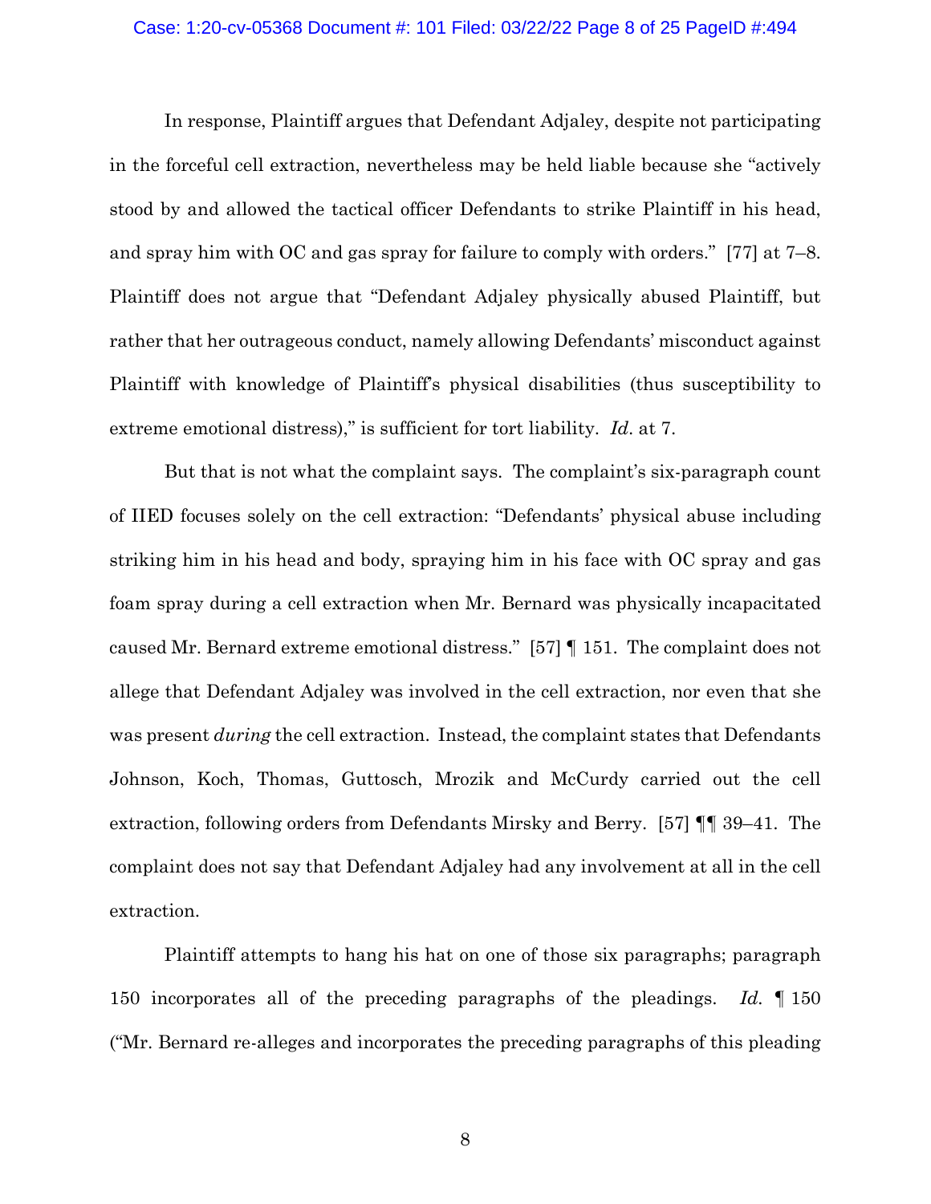In response, Plaintiff argues that Defendant Adjaley, despite not participating in the forceful cell extraction, nevertheless may be held liable because she "actively stood by and allowed the tactical officer Defendants to strike Plaintiff in his head, and spray him with OC and gas spray for failure to comply with orders." [77] at 7–8. Plaintiff does not argue that "Defendant Adjaley physically abused Plaintiff, but rather that her outrageous conduct, namely allowing Defendants' misconduct against Plaintiff with knowledge of Plaintiff's physical disabilities (thus susceptibility to extreme emotional distress)," is sufficient for tort liability. *Id*. at 7.

But that is not what the complaint says. The complaint's six-paragraph count of IIED focuses solely on the cell extraction: "Defendants' physical abuse including striking him in his head and body, spraying him in his face with OC spray and gas foam spray during a cell extraction when Mr. Bernard was physically incapacitated caused Mr. Bernard extreme emotional distress." [57] ¶ 151. The complaint does not allege that Defendant Adjaley was involved in the cell extraction, nor even that she was present *during* the cell extraction. Instead, the complaint states that Defendants Johnson, Koch, Thomas, Guttosch, Mrozik and McCurdy carried out the cell extraction, following orders from Defendants Mirsky and Berry. [57] ¶¶ 39–41. The complaint does not say that Defendant Adjaley had any involvement at all in the cell extraction.

Plaintiff attempts to hang his hat on one of those six paragraphs; paragraph 150 incorporates all of the preceding paragraphs of the pleadings. *Id.* ¶ 150 ("Mr. Bernard re-alleges and incorporates the preceding paragraphs of this pleading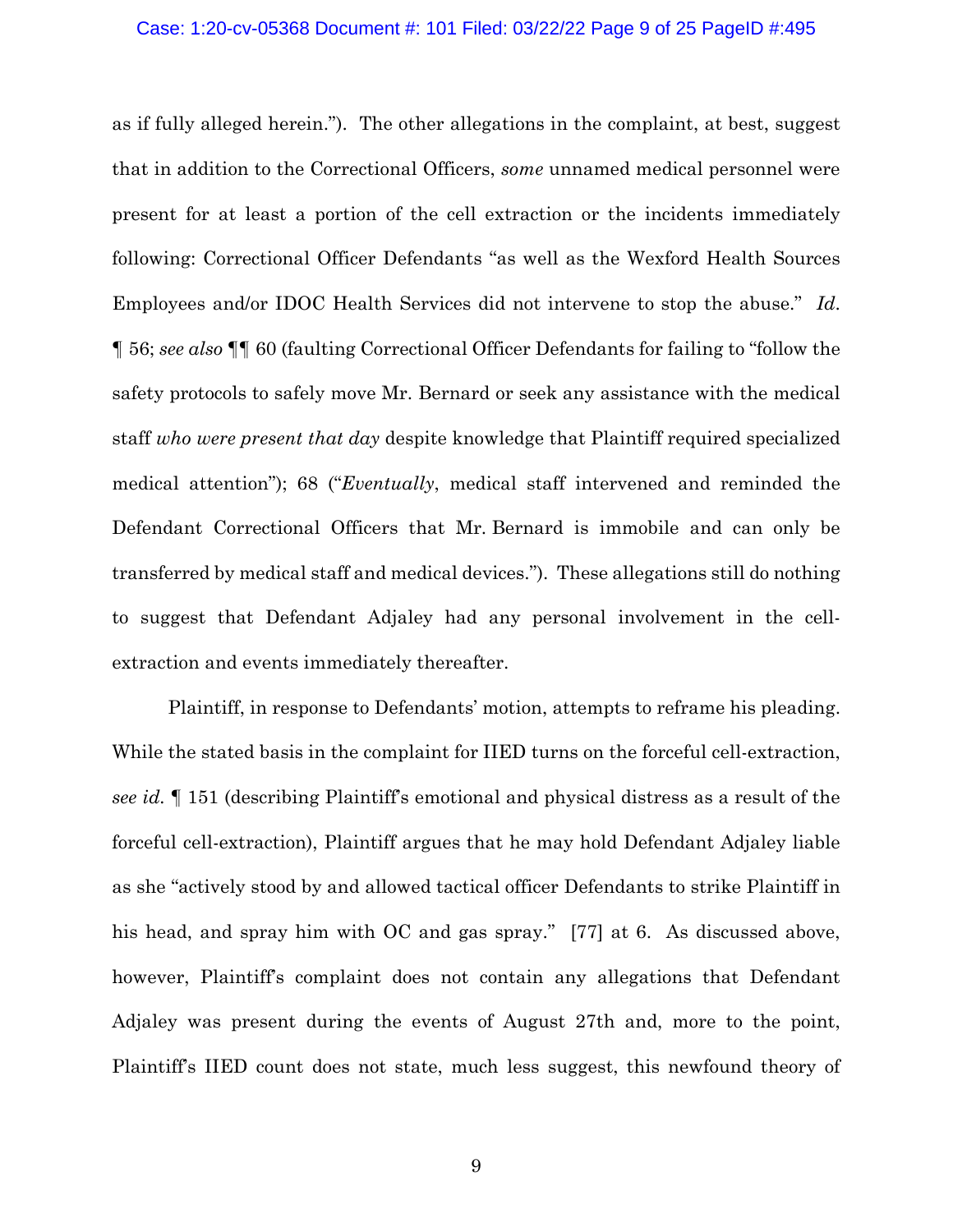as if fully alleged herein."). The other allegations in the complaint, at best, suggest that in addition to the Correctional Officers, *some* unnamed medical personnel were present for at least a portion of the cell extraction or the incidents immediately following: Correctional Officer Defendants "as well as the Wexford Health Sources Employees and/or IDOC Health Services did not intervene to stop the abuse." *Id*. ¶ 56; *see also* ¶¶ 60 (faulting Correctional Officer Defendants for failing to "follow the safety protocols to safely move Mr. Bernard or seek any assistance with the medical staff *who were present that day* despite knowledge that Plaintiff required specialized medical attention"); 68 ("*Eventually*, medical staff intervened and reminded the Defendant Correctional Officers that Mr. Bernard is immobile and can only be transferred by medical staff and medical devices."). These allegations still do nothing to suggest that Defendant Adjaley had any personal involvement in the cell-extraction and events immediately thereafter.

Plaintiff, in response to Defendants' motion, attempts to reframe his pleading. While the stated basis in the complaint for IIED turns on the forceful cell-extraction, *see id*. ¶ 151 (describing Plaintiff's emotional and physical distress as a result of the forceful cell-extraction), Plaintiff argues that he may hold Defendant Adjaley liable as she "actively stood by and allowed tactical officer Defendants to strike Plaintiff in his head, and spray him with OC and gas spray." [77] at 6. As discussed above, however, Plaintiff's complaint does not contain any allegations that Defendant Adjaley was present during the events of August 27th and, more to the point, Plaintiff's IIED count does not state, much less suggest, this newfound theory of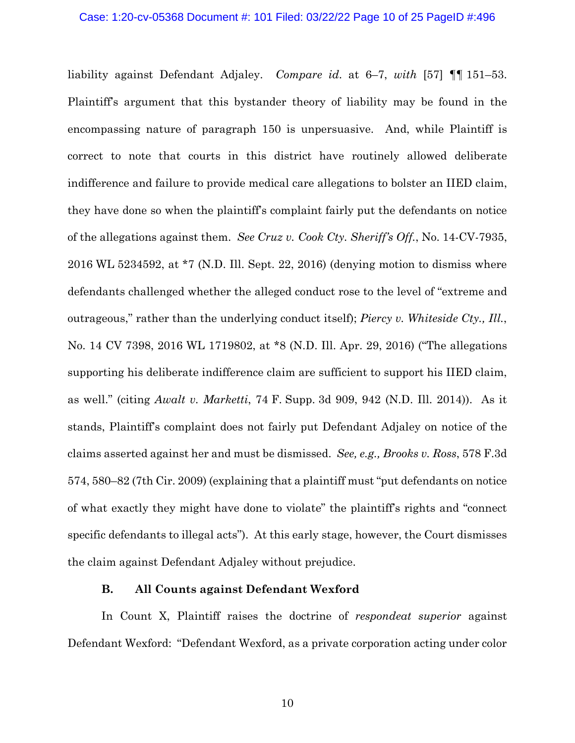liability against Defendant Adjaley. *Compare id.* at 6–7, *with* [57] ¶¶ 151–53. Plaintiff's argument that this bystander theory of liability may be found in the encompassing nature of paragraph 150 is unpersuasive. And, while Plaintiff is correct to note that courts in this district have routinely allowed deliberate indifference and failure to provide medical care allegations to bolster an IIED claim, they have done so when the plaintiff's complaint fairly put the defendants on notice of the allegations against them. *See Cruz v. Cook Cty. Sheriff's Off.*, No. 14-CV-7935, 2016 WL 5234592, at *7 (N.D. Ill. Sept. 22, 2016) (denying motion to dismiss where defendants challenged whether the alleged conduct rose to the level of "extreme and outrageous," rather than the underlying conduct itself); *Piercy v. Whiteside Cty., Ill.*, No. 14 CV 7398, 2016 WL 1719802, at *8 (N.D. Ill. Apr. 29, 2016) ("The allegations supporting his deliberate indifference claim are sufficient to support his IIED claim, as well." (citing *Awalt v. Marketti*, 74 F. Supp. 3d 909, 942 (N.D. Ill. 2014)). As it stands, Plaintiff's complaint does not fairly put Defendant Adjaley on notice of the claims asserted against her and must be dismissed. *See, e.g., Brooks v. Ross*, 578 F.3d 574, 580–82 (7th Cir. 2009) (explaining that a plaintiff must "put defendants on notice of what exactly they might have done to violate" the plaintiff's rights and "connect specific defendants to illegal acts"). At this early stage, however, the Court dismisses the claim against Defendant Adjaley without prejudice.

### B. All Counts against Defendant Wexford

In Count X, Plaintiff raises the doctrine of *respondeat superior* against Defendant Wexford: "Defendant Wexford, as a private corporation acting under color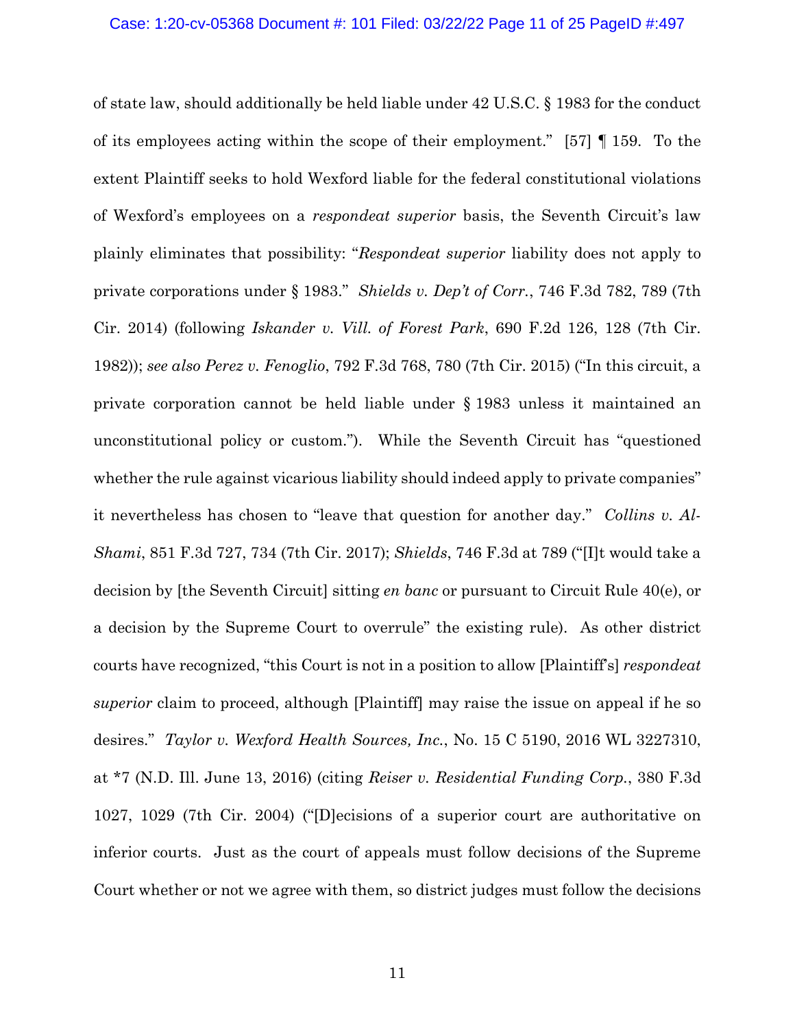of state law, should additionally be held liable under 42 U.S.C. § 1983 for the conduct of its employees acting within the scope of their employment." [57] ¶ 159. To the extent Plaintiff seeks to hold Wexford liable for the federal constitutional violations of Wexford's employees on a *respondeat superior* basis, the Seventh Circuit's law plainly eliminates that possibility: "*Respondeat superior* liability does not apply to private corporations under § 1983." *Shields v. Dep't of Corr.*, 746 F.3d 782, 789 (7th Cir. 2014) (following *Iskander v. Vill. of Forest Park*, 690 F.2d 126, 128 (7th Cir. 1982)); *see also Perez v. Fenoglio*, 792 F.3d 768, 780 (7th Cir. 2015) ("In this circuit, a private corporation cannot be held liable under § 1983 unless it maintained an unconstitutional policy or custom."). While the Seventh Circuit has "questioned whether the rule against vicarious liability should indeed apply to private companies" it nevertheless has chosen to "leave that question for another day." *Collins v. Al-Shami*, 851 F.3d 727, 734 (7th Cir. 2017); *Shields*, 746 F.3d at 789 ("[I]t would take a decision by [the Seventh Circuit] sitting *en banc* or pursuant to Circuit Rule 40(e), or a decision by the Supreme Court to overrule" the existing rule). As other district courts have recognized, "this Court is not in a position to allow [Plaintiff's] *respondeat superior* claim to proceed, although [Plaintiff] may raise the issue on appeal if he so desires." *Taylor v. Wexford Health Sources, Inc.*, No. 15 C 5190, 2016 WL 3227310, at *7 (N.D. Ill. June 13, 2016) (citing *Reiser v. Residential Funding Corp.*, 380 F.3d 1027, 1029 (7th Cir. 2004) ("[D]ecisions of a superior court are authoritative on inferior courts. Just as the court of appeals must follow decisions of the Supreme Court whether or not we agree with them, so district judges must follow the decisions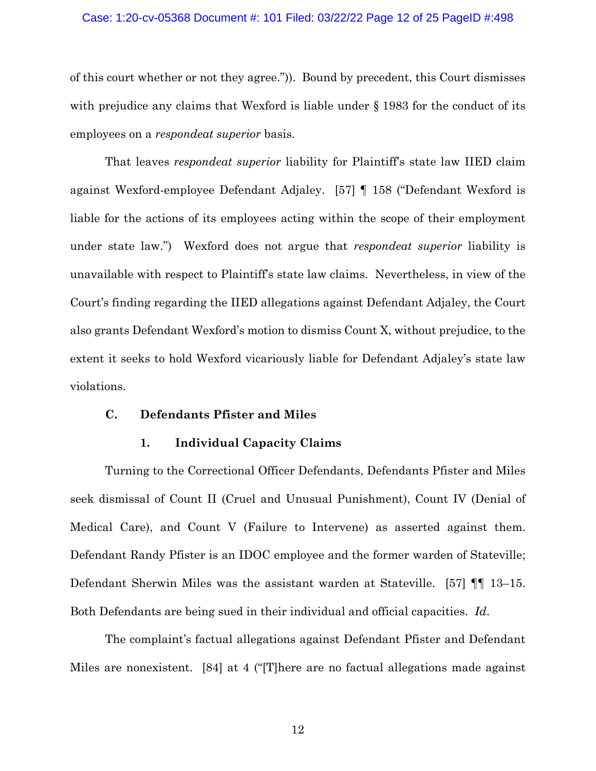of this court whether or not they agree.")). Bound by precedent, this Court dismisses with prejudice any claims that Wexford is liable under § 1983 for the conduct of its employees on a *respondeat superior* basis.

That leaves *respondeat superior* liability for Plaintiff's state law IIED claim against Wexford-employee Defendant Adjaley. [57] ¶ 158 ("Defendant Wexford is liable for the actions of its employees acting within the scope of their employment under state law.") Wexford does not argue that *respondeat superior* liability is unavailable with respect to Plaintiff's state law claims. Nevertheless, in view of the Court's finding regarding the IIED allegations against Defendant Adjaley, the Court also grants Defendant Wexford's motion to dismiss Count X, without prejudice, to the extent it seeks to hold Wexford vicariously liable for Defendant Adjaley's state law violations.

### C. Defendants Pfister and Miles

#### 1. Individual Capacity Claims

Turning to the Correctional Officer Defendants, Defendants Pfister and Miles seek dismissal of Count II (Cruel and Unusual Punishment), Count IV (Denial of Medical Care), and Count V (Failure to Intervene) as asserted against them. Defendant Randy Pfister is an IDOC employee and the former warden of Stateville; Defendant Sherwin Miles was the assistant warden at Stateville. [57] ¶¶ 13–15. Both Defendants are being sued in their individual and official capacities. *Id*.

The complaint's factual allegations against Defendant Pfister and Defendant Miles are nonexistent. [84] at 4 ("[T]here are no factual allegations made against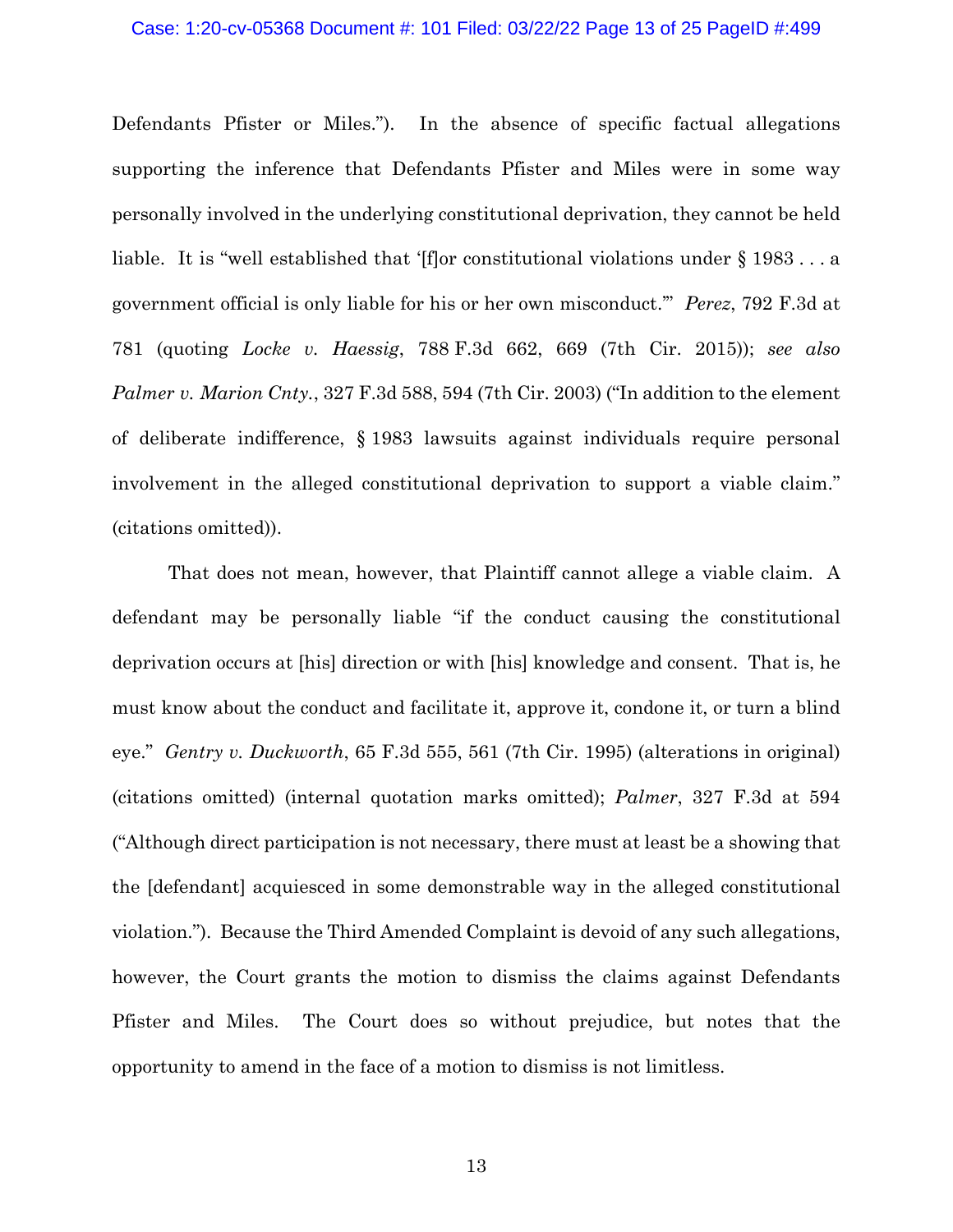Defendants Pfister or Miles."). In the absence of specific factual allegations supporting the inference that Defendants Pfister and Miles were in some way personally involved in the underlying constitutional deprivation, they cannot be held liable. It is "well established that '[f]or constitutional violations under § 1983 . . . a government official is only liable for his or her own misconduct.'" *Perez*, 792 F.3d at 781 (quoting *Locke v. Haessig*, 788 F.3d 662, 669 (7th Cir. 2015)); *see also Palmer v. Marion Cnty.*, 327 F.3d 588, 594 (7th Cir. 2003) ("In addition to the element of deliberate indifference, § 1983 lawsuits against individuals require personal involvement in the alleged constitutional deprivation to support a viable claim." (citations omitted)).

That does not mean, however, that Plaintiff cannot allege a viable claim. A defendant may be personally liable "if the conduct causing the constitutional deprivation occurs at [his] direction or with [his] knowledge and consent. That is, he must know about the conduct and facilitate it, approve it, condone it, or turn a blind eye." *Gentry v. Duckworth*, 65 F.3d 555, 561 (7th Cir. 1995) (alterations in original) (citations omitted) (internal quotation marks omitted); *Palmer*, 327 F.3d at 594 ("Although direct participation is not necessary, there must at least be a showing that the [defendant] acquiesced in some demonstrable way in the alleged constitutional violation."). Because the Third Amended Complaint is devoid of any such allegations, however, the Court grants the motion to dismiss the claims against Defendants Pfister and Miles. The Court does so without prejudice, but notes that the opportunity to amend in the face of a motion to dismiss is not limitless.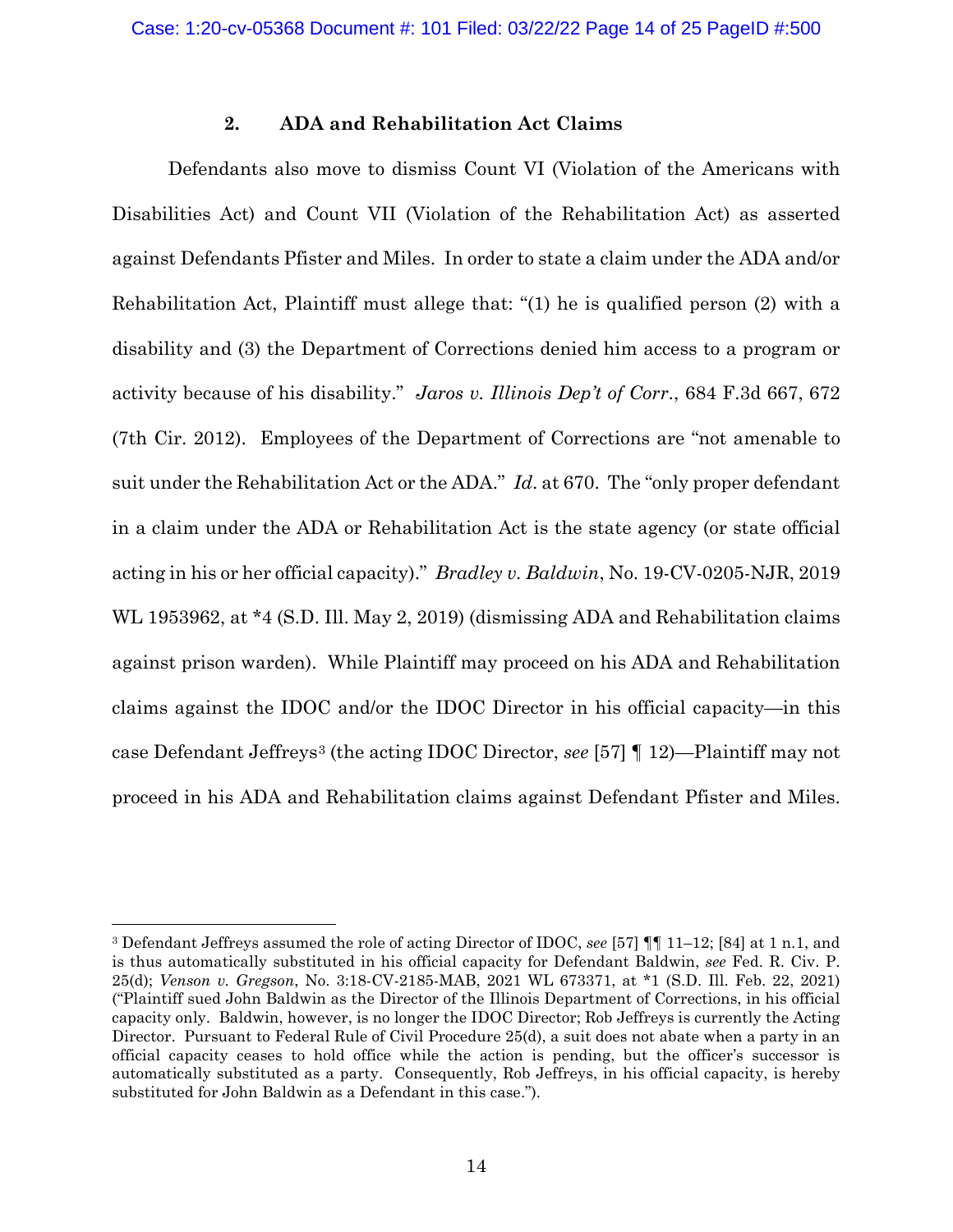### 2. ADA and Rehabilitation Act Claims

Defendants also move to dismiss Count VI (Violation of the Americans with Disabilities Act) and Count VII (Violation of the Rehabilitation Act) as asserted against Defendants Pfister and Miles. In order to state a claim under the ADA and/or Rehabilitation Act, Plaintiff must allege that: "(1) he is qualified person (2) with a disability and (3) the Department of Corrections denied him access to a program or activity because of his disability." *Jaros v. Illinois Dep't of Corr.*, 684 F.3d 667, 672 (7th Cir. 2012). Employees of the Department of Corrections are "not amenable to suit under the Rehabilitation Act or the ADA." *Id.* at 670. The "only proper defendant in a claim under the ADA or Rehabilitation Act is the state agency (or state official acting in his or her official capacity)." *Bradley v. Baldwin*, No. 19-CV-0205-NJR, 2019 WL 1953962, at *4 (S.D. Ill. May 2, 2019) (dismissing ADA and Rehabilitation claims against prison warden). While Plaintiff may proceed on his ADA and Rehabilitation claims against the IDOC and/or the IDOC Director in his official capacity—in this case Defendant Jeffreys[3] (the acting IDOC Director, *see* [57] ¶ 12)—Plaintiff may not proceed in his ADA and Rehabilitation claims against Defendant Pfister and Miles.

---

[3] Defendant Jeffreys assumed the role of acting Director of IDOC, *see* [57] ¶¶ 11–12; [84] at 1 n.1, and is thus automatically substituted in his official capacity for Defendant Baldwin, *see* Fed. R. Civ. P. 25(d); *Venson v. Gregson*, No. 3:18-CV-2185-MAB, 2021 WL 673371, at *1 (S.D. Ill. Feb. 22, 2021) ("Plaintiff sued John Baldwin as the Director of the Illinois Department of Corrections, in his official capacity only. Baldwin, however, is no longer the IDOC Director; Rob Jeffreys is currently the Acting Director. Pursuant to Federal Rule of Civil Procedure 25(d), a suit does not abate when a party in an official capacity ceases to hold office while the action is pending, but the officer's successor is automatically substituted as a party. Consequently, Rob Jeffreys, in his official capacity, is hereby substituted for John Baldwin as a Defendant in this case.").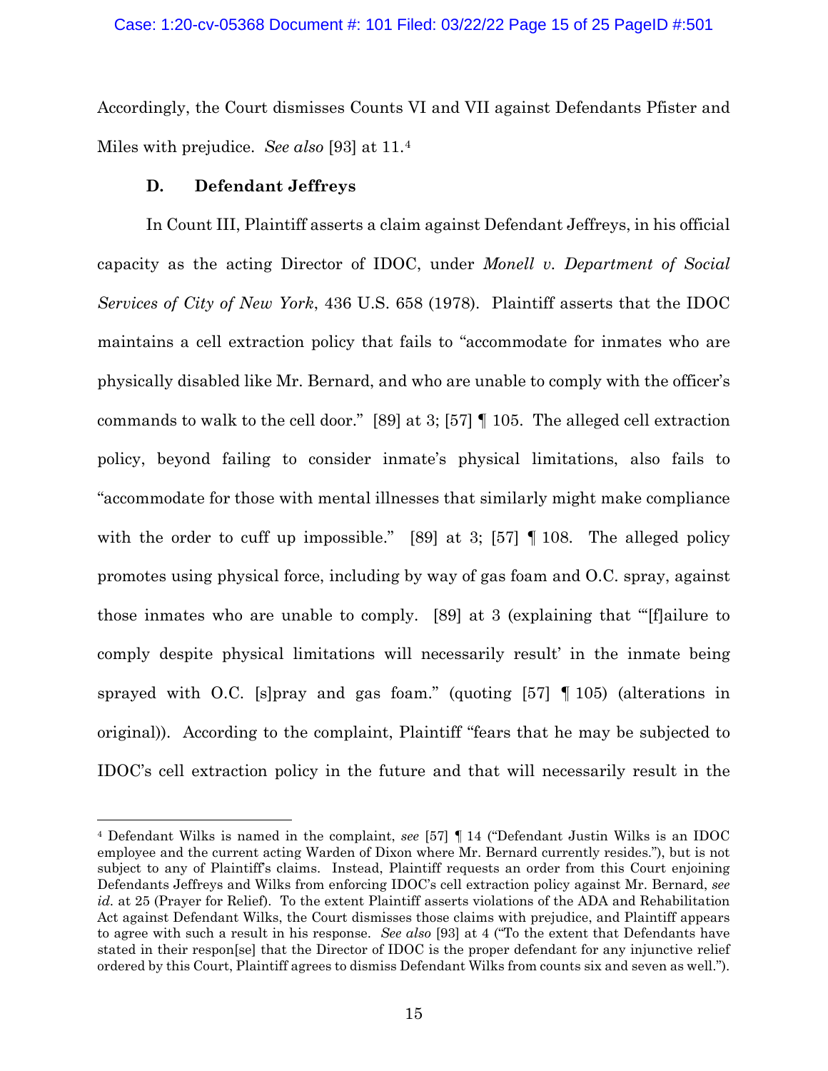Accordingly, the Court dismisses Counts VI and VII against Defendants Pfister and Miles with prejudice. *See also* [93] at 11.[4]

### D. Defendant Jeffreys

In Count III, Plaintiff asserts a claim against Defendant Jeffreys, in his official capacity as the acting Director of IDOC, under *Monell v. Department of Social Services of City of New York*, 436 U.S. 658 (1978). Plaintiff asserts that the IDOC maintains a cell extraction policy that fails to "accommodate for inmates who are physically disabled like Mr. Bernard, and who are unable to comply with the officer's commands to walk to the cell door." [89] at 3; [57] ¶ 105. The alleged cell extraction policy, beyond failing to consider inmate's physical limitations, also fails to "accommodate for those with mental illnesses that similarly might make compliance with the order to cuff up impossible." [89] at 3; [57] ¶ 108. The alleged policy promotes using physical force, including by way of gas foam and O.C. spray, against those inmates who are unable to comply. [89] at 3 (explaining that "'[f]ailure to comply despite physical limitations will necessarily result' in the inmate being sprayed with O.C. [s]pray and gas foam." (quoting [57] ¶ 105) (alterations in original)). According to the complaint, Plaintiff "fears that he may be subjected to IDOC's cell extraction policy in the future and that will necessarily result in the

---

[4] Defendant Wilks is named in the complaint, *see* [57] ¶ 14 ("Defendant Justin Wilks is an IDOC employee and the current acting Warden of Dixon where Mr. Bernard currently resides."), but is not subject to any of Plaintiff's claims. Instead, Plaintiff requests an order from this Court enjoining Defendants Jeffreys and Wilks from enforcing IDOC's cell extraction policy against Mr. Bernard, *see id.* at 25 (Prayer for Relief). To the extent Plaintiff asserts violations of the ADA and Rehabilitation Act against Defendant Wilks, the Court dismisses those claims with prejudice, and Plaintiff appears to agree with such a result in his response. *See also* [93] at 4 ("To the extent that Defendants have stated in their respon[se] that the Director of IDOC is the proper defendant for any injunctive relief ordered by this Court, Plaintiff agrees to dismiss Defendant Wilks from counts six and seven as well.").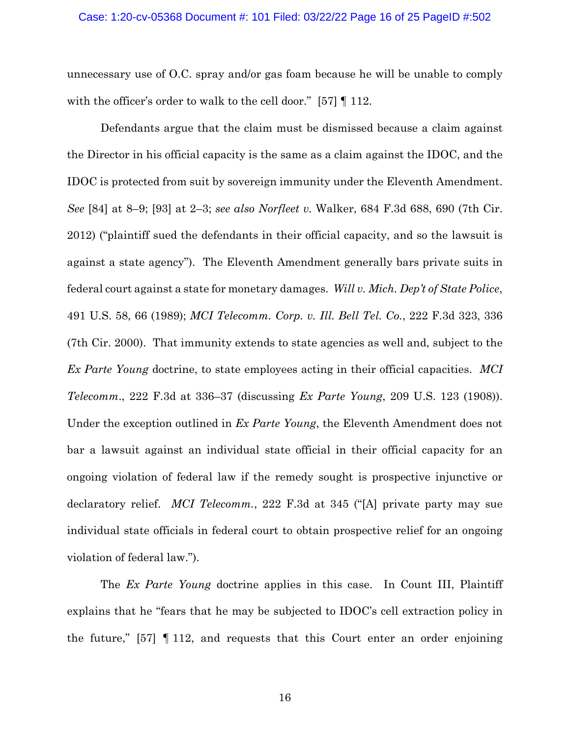unnecessary use of O.C. spray and/or gas foam because he will be unable to comply with the officer's order to walk to the cell door." [57] ¶ 112.

Defendants argue that the claim must be dismissed because a claim against the Director in his official capacity is the same as a claim against the IDOC, and the IDOC is protected from suit by sovereign immunity under the Eleventh Amendment. *See* [84] at 8–9; [93] at 2–3; *see also Norfleet v.* Walker, 684 F.3d 688, 690 (7th Cir. 2012) ("plaintiff sued the defendants in their official capacity, and so the lawsuit is against a state agency"). The Eleventh Amendment generally bars private suits in federal court against a state for monetary damages. *Will v. Mich. Dep't of State Police*, 491 U.S. 58, 66 (1989); *MCI Telecomm. Corp. v. Ill. Bell Tel. Co.*, 222 F.3d 323, 336 (7th Cir. 2000). That immunity extends to state agencies as well and, subject to the *Ex Parte Young* doctrine, to state employees acting in their official capacities. *MCI Telecomm.*, 222 F.3d at 336–37 (discussing *Ex Parte Young*, 209 U.S. 123 (1908)). Under the exception outlined in *Ex Parte Young*, the Eleventh Amendment does not bar a lawsuit against an individual state official in their official capacity for an ongoing violation of federal law if the remedy sought is prospective injunctive or declaratory relief. *MCI Telecomm.*, 222 F.3d at 345 ("[A] private party may sue individual state officials in federal court to obtain prospective relief for an ongoing violation of federal law.").

The *Ex Parte Young* doctrine applies in this case. In Count III, Plaintiff explains that he "fears that he may be subjected to IDOC's cell extraction policy in the future," [57] ¶ 112, and requests that this Court enter an order enjoining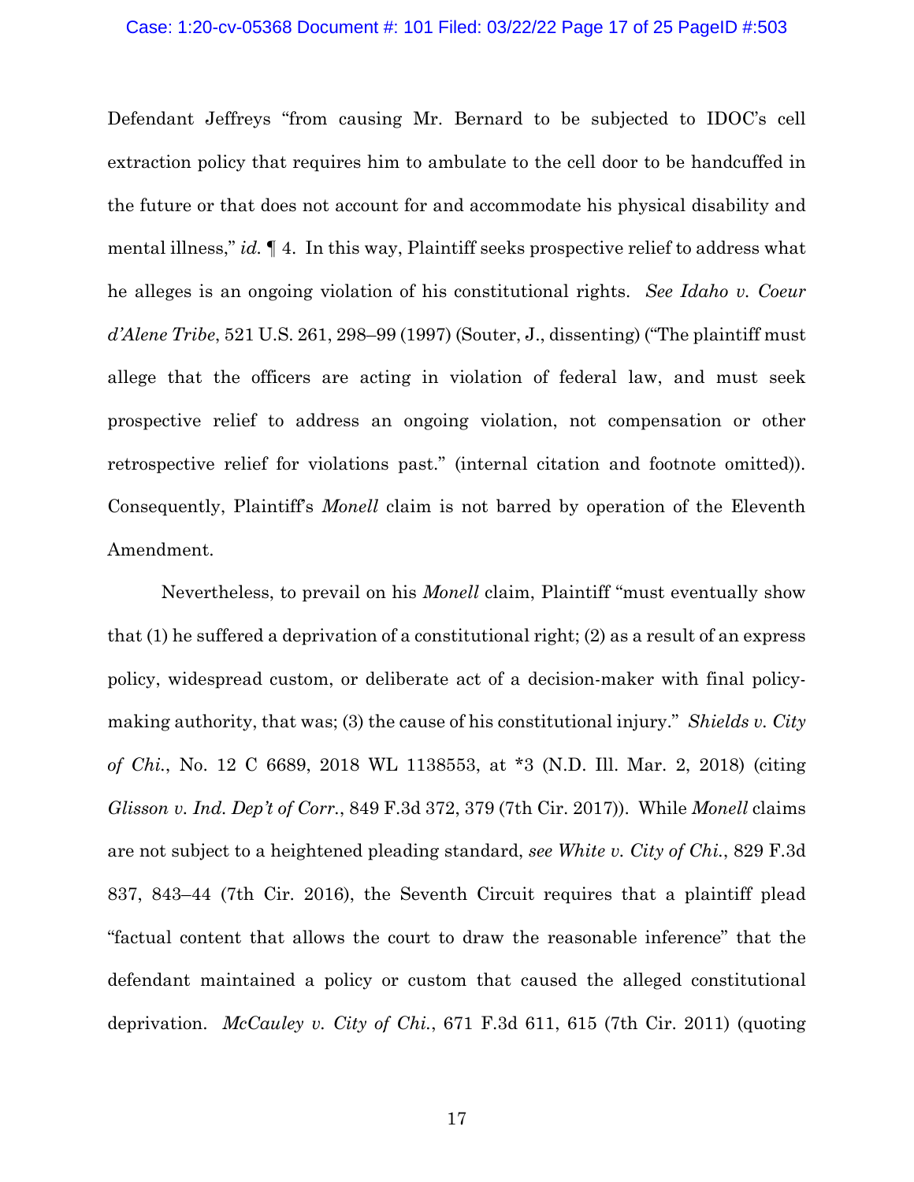Defendant Jeffreys "from causing Mr. Bernard to be subjected to IDOC's cell extraction policy that requires him to ambulate to the cell door to be handcuffed in the future or that does not account for and accommodate his physical disability and mental illness," *id.* ¶ 4. In this way, Plaintiff seeks prospective relief to address what he alleges is an ongoing violation of his constitutional rights. *See Idaho v. Coeur d'Alene Tribe*, 521 U.S. 261, 298–99 (1997) (Souter, J., dissenting) ("The plaintiff must allege that the officers are acting in violation of federal law, and must seek prospective relief to address an ongoing violation, not compensation or other retrospective relief for violations past." (internal citation and footnote omitted)). Consequently, Plaintiff's *Monell* claim is not barred by operation of the Eleventh Amendment.

Nevertheless, to prevail on his *Monell* claim, Plaintiff "must eventually show that (1) he suffered a deprivation of a constitutional right; (2) as a result of an express policy, widespread custom, or deliberate act of a decision-maker with final policy-making authority, that was; (3) the cause of his constitutional injury." *Shields v. City of Chi.*, No. 12 C 6689, 2018 WL 1138553, at *3 (N.D. Ill. Mar. 2, 2018) (citing *Glisson v. Ind. Dep't of Corr.*, 849 F.3d 372, 379 (7th Cir. 2017)). While *Monell* claims are not subject to a heightened pleading standard, *see White v. City of Chi.*, 829 F.3d 837, 843–44 (7th Cir. 2016), the Seventh Circuit requires that a plaintiff plead "factual content that allows the court to draw the reasonable inference" that the defendant maintained a policy or custom that caused the alleged constitutional deprivation. *McCauley v. City of Chi.*, 671 F.3d 611, 615 (7th Cir. 2011) (quoting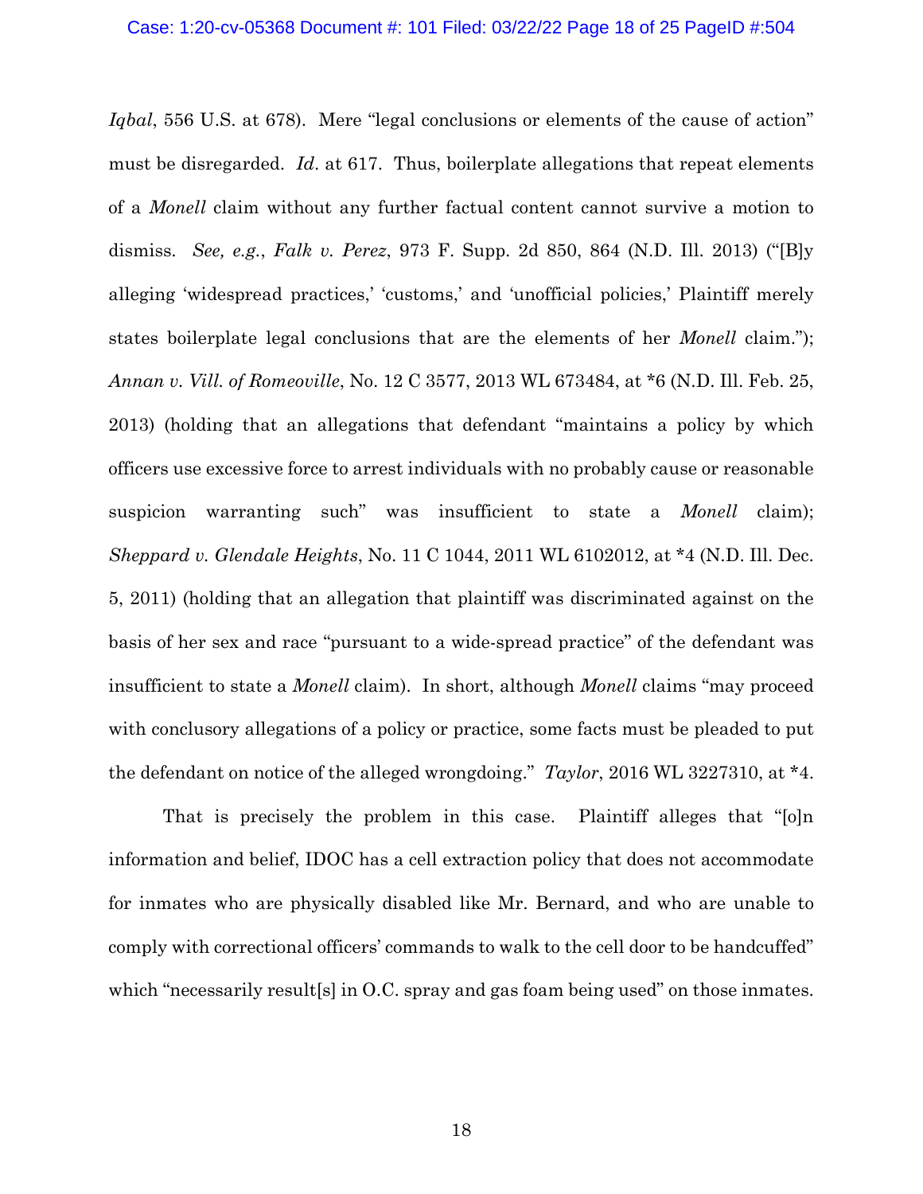*Iqbal*, 556 U.S. at 678). Mere "legal conclusions or elements of the cause of action" must be disregarded. *Id*. at 617. Thus, boilerplate allegations that repeat elements of a *Monell* claim without any further factual content cannot survive a motion to dismiss. *See, e.g.*, *Falk v. Perez*, 973 F. Supp. 2d 850, 864 (N.D. Ill. 2013) ("[B]y alleging 'widespread practices,' 'customs,' and 'unofficial policies,' Plaintiff merely states boilerplate legal conclusions that are the elements of her *Monell* claim."); *Annan v. Vill. of Romeoville*, No. 12 C 3577, 2013 WL 673484, at *6 (N.D. Ill. Feb. 25, 2013) (holding that an allegations that defendant "maintains a policy by which officers use excessive force to arrest individuals with no probably cause or reasonable suspicion warranting such" was insufficient to state a *Monell* claim); *Sheppard v. Glendale Heights*, No. 11 C 1044, 2011 WL 6102012, at *4 (N.D. Ill. Dec. 5, 2011) (holding that an allegation that plaintiff was discriminated against on the basis of her sex and race "pursuant to a wide-spread practice" of the defendant was insufficient to state a *Monell* claim). In short, although *Monell* claims "may proceed with conclusory allegations of a policy or practice, some facts must be pleaded to put the defendant on notice of the alleged wrongdoing." *Taylor*, 2016 WL 3227310, at *4.

That is precisely the problem in this case. Plaintiff alleges that "[o]n information and belief, IDOC has a cell extraction policy that does not accommodate for inmates who are physically disabled like Mr. Bernard, and who are unable to comply with correctional officers' commands to walk to the cell door to be handcuffed" which "necessarily result[s] in O.C. spray and gas foam being used" on those inmates.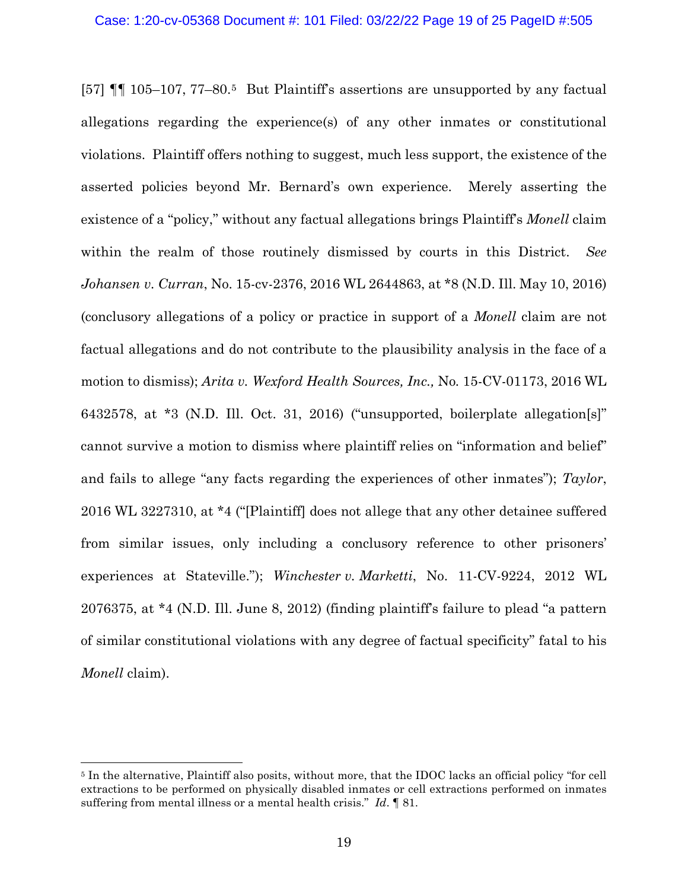[57] ¶¶ 105–107, 77–80.[5] But Plaintiff's assertions are unsupported by any factual allegations regarding the experience(s) of any other inmates or constitutional violations. Plaintiff offers nothing to suggest, much less support, the existence of the asserted policies beyond Mr. Bernard's own experience. Merely asserting the existence of a "policy," without any factual allegations brings Plaintiff's *Monell* claim within the realm of those routinely dismissed by courts in this District. *See Johansen v. Curran*, No. 15-cv-2376, 2016 WL 2644863, at *8 (N.D. Ill. May 10, 2016) (conclusory allegations of a policy or practice in support of a *Monell* claim are not factual allegations and do not contribute to the plausibility analysis in the face of a motion to dismiss); *Arita v. Wexford Health Sources, Inc.,* No. 15-CV-01173, 2016 WL 6432578, at *3 (N.D. Ill. Oct. 31, 2016) ("unsupported, boilerplate allegation[s]" cannot survive a motion to dismiss where plaintiff relies on "information and belief" and fails to allege "any facts regarding the experiences of other inmates"); *Taylor*, 2016 WL 3227310, at *4 ("[Plaintiff] does not allege that any other detainee suffered from similar issues, only including a conclusory reference to other prisoners' experiences at Stateville."); *Winchester v. Marketti*, No. 11-CV-9224, 2012 WL 2076375, at *4 (N.D. Ill. June 8, 2012) (finding plaintiff's failure to plead "a pattern of similar constitutional violations with any degree of factual specificity" fatal to his *Monell* claim).

---

[5] In the alternative, Plaintiff also posits, without more, that the IDOC lacks an official policy "for cell extractions to be performed on physically disabled inmates or cell extractions performed on inmates suffering from mental illness or a mental health crisis." *Id*. ¶ 81.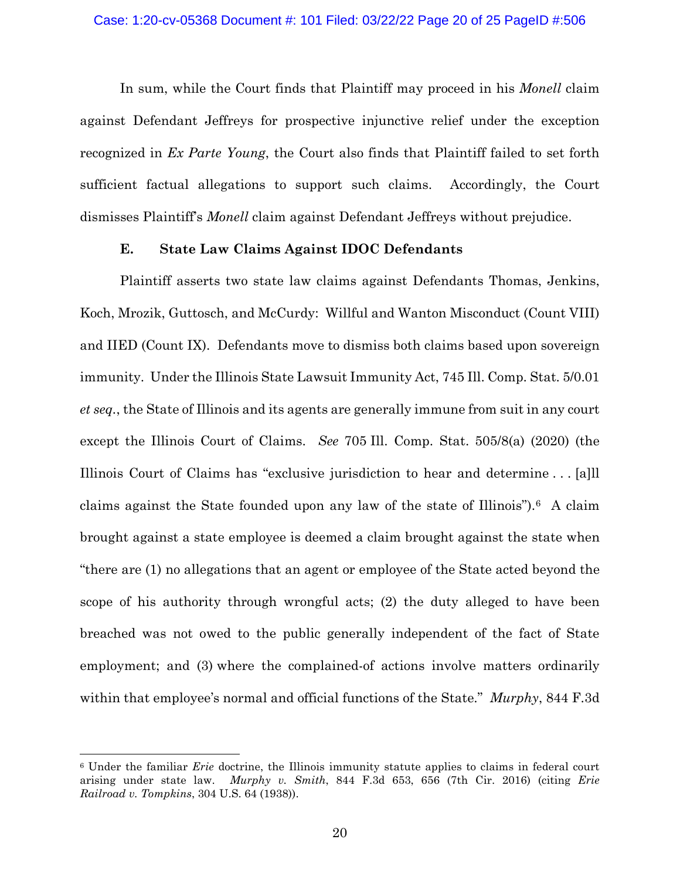In sum, while the Court finds that Plaintiff may proceed in his *Monell* claim against Defendant Jeffreys for prospective injunctive relief under the exception recognized in *Ex Parte Young*, the Court also finds that Plaintiff failed to set forth sufficient factual allegations to support such claims. Accordingly, the Court dismisses Plaintiff's *Monell* claim against Defendant Jeffreys without prejudice.

### E. State Law Claims Against IDOC Defendants

Plaintiff asserts two state law claims against Defendants Thomas, Jenkins, Koch, Mrozik, Guttosch, and McCurdy: Willful and Wanton Misconduct (Count VIII) and IIED (Count IX). Defendants move to dismiss both claims based upon sovereign immunity. Under the Illinois State Lawsuit Immunity Act, 745 Ill. Comp. Stat. 5/0.01 *et seq.*, the State of Illinois and its agents are generally immune from suit in any court except the Illinois Court of Claims. *See* 705 Ill. Comp. Stat. 505/8(a) (2020) (the Illinois Court of Claims has "exclusive jurisdiction to hear and determine . . . [a]ll claims against the State founded upon any law of the state of Illinois").[6] A claim brought against a state employee is deemed a claim brought against the state when "there are (1) no allegations that an agent or employee of the State acted beyond the scope of his authority through wrongful acts; (2) the duty alleged to have been breached was not owed to the public generally independent of the fact of State employment; and (3) where the complained-of actions involve matters ordinarily within that employee's normal and official functions of the State." *Murphy*, 844 F.3d

---

[6] Under the familiar *Erie* doctrine, the Illinois immunity statute applies to claims in federal court arising under state law. *Murphy v. Smith*, 844 F.3d 653, 656 (7th Cir. 2016) (citing *Erie Railroad v. Tompkins*, 304 U.S. 64 (1938)).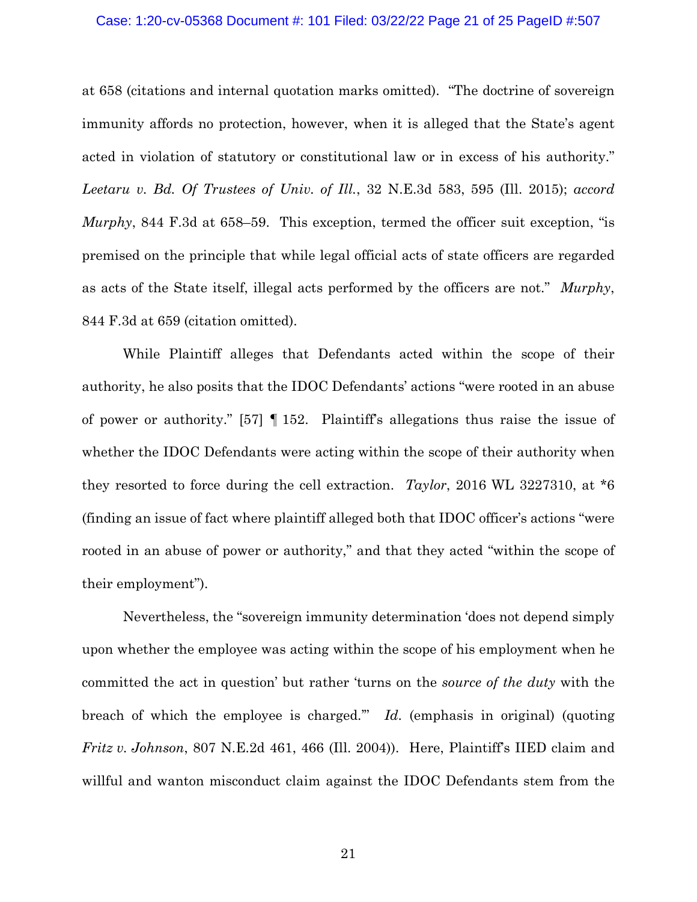at 658 (citations and internal quotation marks omitted). "The doctrine of sovereign immunity affords no protection, however, when it is alleged that the State's agent acted in violation of statutory or constitutional law or in excess of his authority." *Leetaru v. Bd. Of Trustees of Univ. of Ill.*, 32 N.E.3d 583, 595 (Ill. 2015); *accord Murphy*, 844 F.3d at 658–59. This exception, termed the officer suit exception, "is premised on the principle that while legal official acts of state officers are regarded as acts of the State itself, illegal acts performed by the officers are not." *Murphy*, 844 F.3d at 659 (citation omitted).

While Plaintiff alleges that Defendants acted within the scope of their authority, he also posits that the IDOC Defendants' actions "were rooted in an abuse of power or authority." [57] ¶ 152. Plaintiff's allegations thus raise the issue of whether the IDOC Defendants were acting within the scope of their authority when they resorted to force during the cell extraction. *Taylor*, 2016 WL 3227310, at *6 (finding an issue of fact where plaintiff alleged both that IDOC officer's actions "were rooted in an abuse of power or authority," and that they acted "within the scope of their employment").

Nevertheless, the "sovereign immunity determination 'does not depend simply upon whether the employee was acting within the scope of his employment when he committed the act in question' but rather 'turns on the *source of the duty* with the breach of which the employee is charged.'" *Id.* (emphasis in original) (quoting *Fritz v. Johnson*, 807 N.E.2d 461, 466 (Ill. 2004)). Here, Plaintiff's IIED claim and willful and wanton misconduct claim against the IDOC Defendants stem from the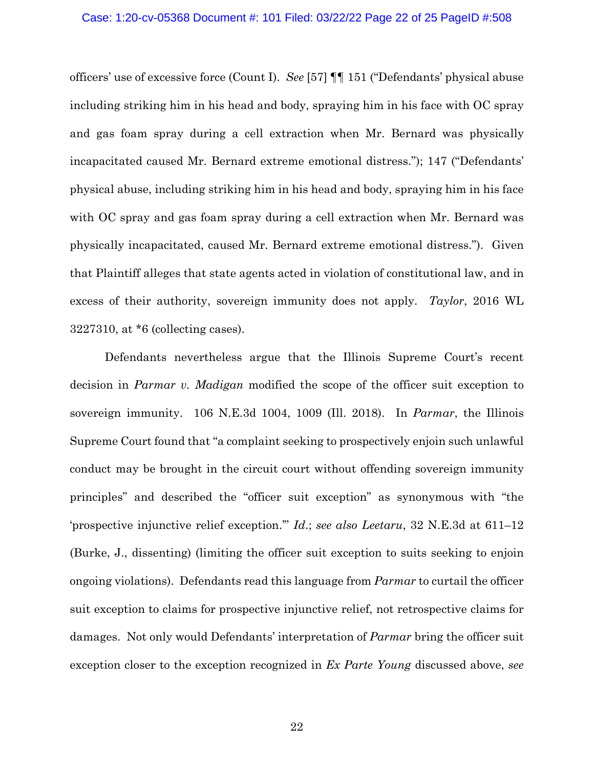officers' use of excessive force (Count I). *See* [57] ¶¶ 151 ("Defendants' physical abuse including striking him in his head and body, spraying him in his face with OC spray and gas foam spray during a cell extraction when Mr. Bernard was physically incapacitated caused Mr. Bernard extreme emotional distress."); 147 ("Defendants' physical abuse, including striking him in his head and body, spraying him in his face with OC spray and gas foam spray during a cell extraction when Mr. Bernard was physically incapacitated, caused Mr. Bernard extreme emotional distress."). Given that Plaintiff alleges that state agents acted in violation of constitutional law, and in excess of their authority, sovereign immunity does not apply. *Taylor*, 2016 WL 3227310, at *6 (collecting cases).

Defendants nevertheless argue that the Illinois Supreme Court's recent decision in *Parmar v. Madigan* modified the scope of the officer suit exception to sovereign immunity. 106 N.E.3d 1004, 1009 (Ill. 2018). In *Parmar*, the Illinois Supreme Court found that "a complaint seeking to prospectively enjoin such unlawful conduct may be brought in the circuit court without offending sovereign immunity principles" and described the "officer suit exception" as synonymous with "the 'prospective injunctive relief exception.'" *Id.*; *see also Leetaru*, 32 N.E.3d at 611–12 (Burke, J., dissenting) (limiting the officer suit exception to suits seeking to enjoin ongoing violations). Defendants read this language from *Parmar* to curtail the officer suit exception to claims for prospective injunctive relief, not retrospective claims for damages. Not only would Defendants' interpretation of *Parmar* bring the officer suit exception closer to the exception recognized in *Ex Parte Young* discussed above, *see*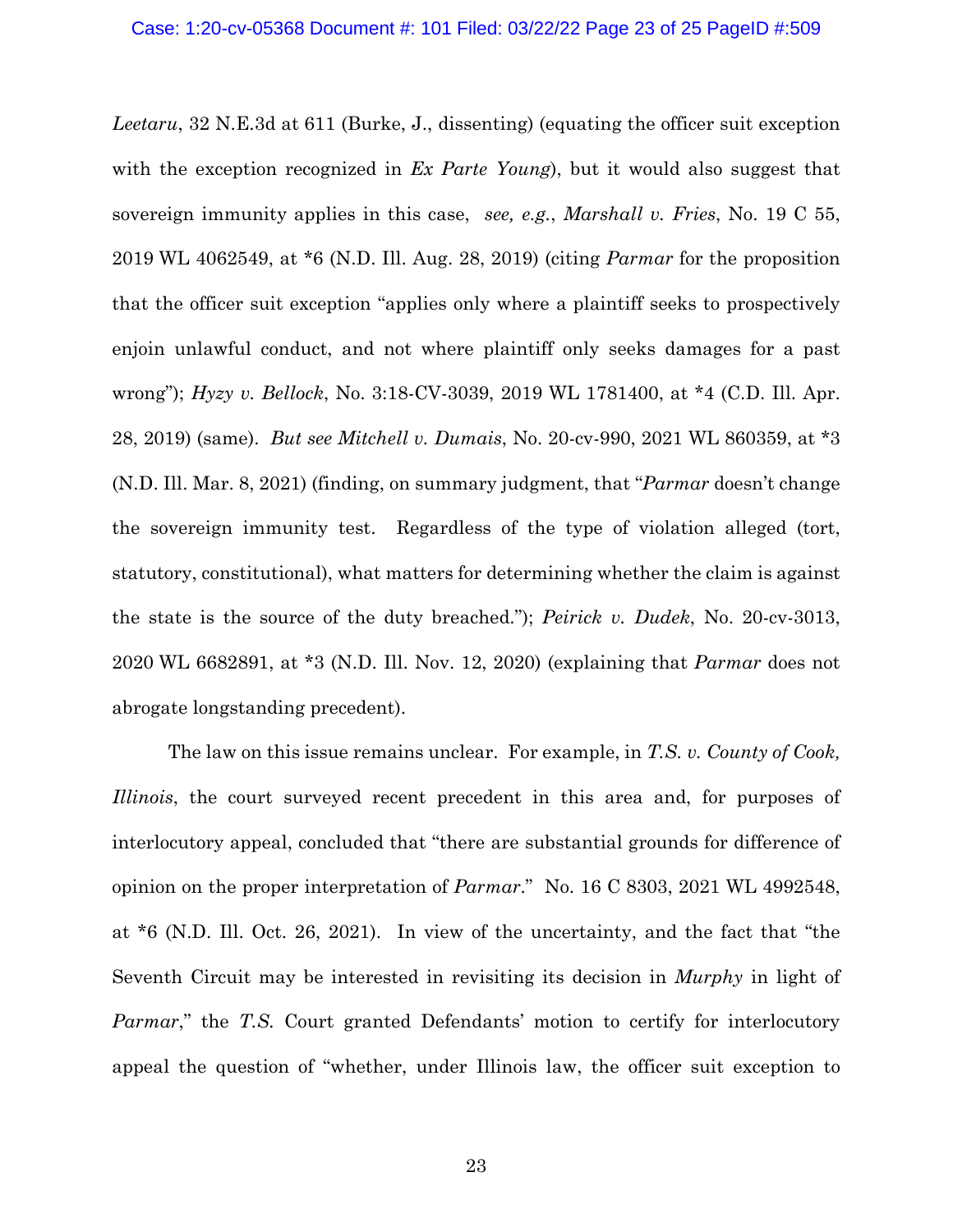*Leetaru*, 32 N.E.3d at 611 (Burke, J., dissenting) (equating the officer suit exception with the exception recognized in *Ex Parte Young*), but it would also suggest that sovereign immunity applies in this case, *see, e.g.*, *Marshall v. Fries*, No. 19 C 55, 2019 WL 4062549, at *6 (N.D. Ill. Aug. 28, 2019) (citing *Parmar* for the proposition that the officer suit exception "applies only where a plaintiff seeks to prospectively enjoin unlawful conduct, and not where plaintiff only seeks damages for a past wrong"); *Hyzy v. Bellock*, No. 3:18-CV-3039, 2019 WL 1781400, at *4 (C.D. Ill. Apr. 28, 2019) (same). *But see Mitchell v. Dumais*, No. 20-cv-990, 2021 WL 860359, at *3 (N.D. Ill. Mar. 8, 2021) (finding, on summary judgment, that "*Parmar* doesn't change the sovereign immunity test. Regardless of the type of violation alleged (tort, statutory, constitutional), what matters for determining whether the claim is against the state is the source of the duty breached."); *Peirick v. Dudek*, No. 20-cv-3013, 2020 WL 6682891, at *3 (N.D. Ill. Nov. 12, 2020) (explaining that *Parmar* does not abrogate longstanding precedent).

The law on this issue remains unclear. For example, in *T.S. v. County of Cook, Illinois*, the court surveyed recent precedent in this area and, for purposes of interlocutory appeal, concluded that "there are substantial grounds for difference of opinion on the proper interpretation of *Parmar*." No. 16 C 8303, 2021 WL 4992548, at *6 (N.D. Ill. Oct. 26, 2021). In view of the uncertainty, and the fact that "the Seventh Circuit may be interested in revisiting its decision in *Murphy* in light of *Parmar*," the *T.S.* Court granted Defendants' motion to certify for interlocutory appeal the question of "whether, under Illinois law, the officer suit exception to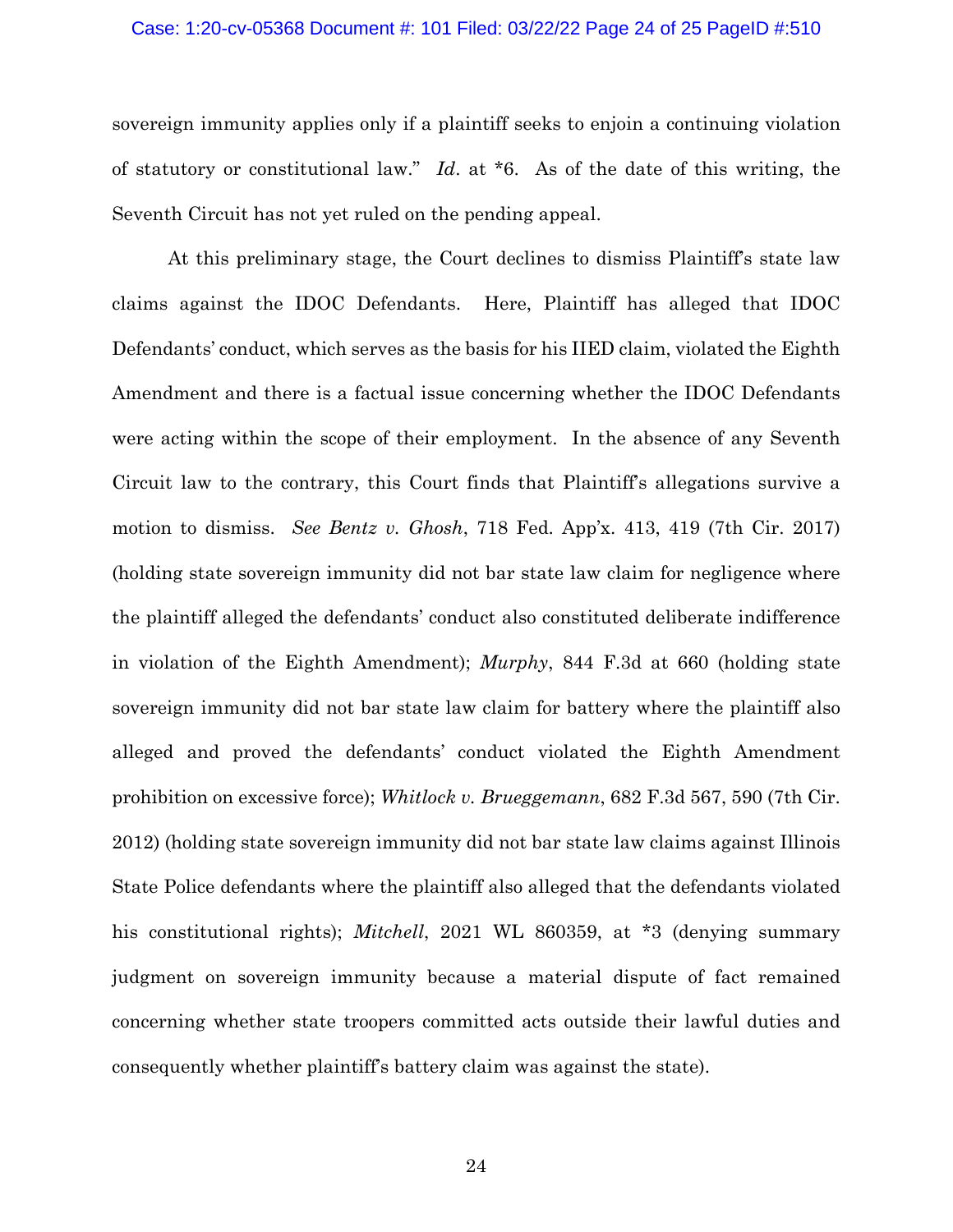sovereign immunity applies only if a plaintiff seeks to enjoin a continuing violation of statutory or constitutional law." *Id*. at *6. As of the date of this writing, the Seventh Circuit has not yet ruled on the pending appeal.

At this preliminary stage, the Court declines to dismiss Plaintiff's state law claims against the IDOC Defendants. Here, Plaintiff has alleged that IDOC Defendants' conduct, which serves as the basis for his IIED claim, violated the Eighth Amendment and there is a factual issue concerning whether the IDOC Defendants were acting within the scope of their employment. In the absence of any Seventh Circuit law to the contrary, this Court finds that Plaintiff's allegations survive a motion to dismiss. *See Bentz v. Ghosh*, 718 Fed. App'x. 413, 419 (7th Cir. 2017) (holding state sovereign immunity did not bar state law claim for negligence where the plaintiff alleged the defendants' conduct also constituted deliberate indifference in violation of the Eighth Amendment); *Murphy*, 844 F.3d at 660 (holding state sovereign immunity did not bar state law claim for battery where the plaintiff also alleged and proved the defendants' conduct violated the Eighth Amendment prohibition on excessive force); *Whitlock v. Brueggemann*, 682 F.3d 567, 590 (7th Cir. 2012) (holding state sovereign immunity did not bar state law claims against Illinois State Police defendants where the plaintiff also alleged that the defendants violated his constitutional rights); *Mitchell*, 2021 WL 860359, at *3 (denying summary judgment on sovereign immunity because a material dispute of fact remained concerning whether state troopers committed acts outside their lawful duties and consequently whether plaintiff's battery claim was against the state).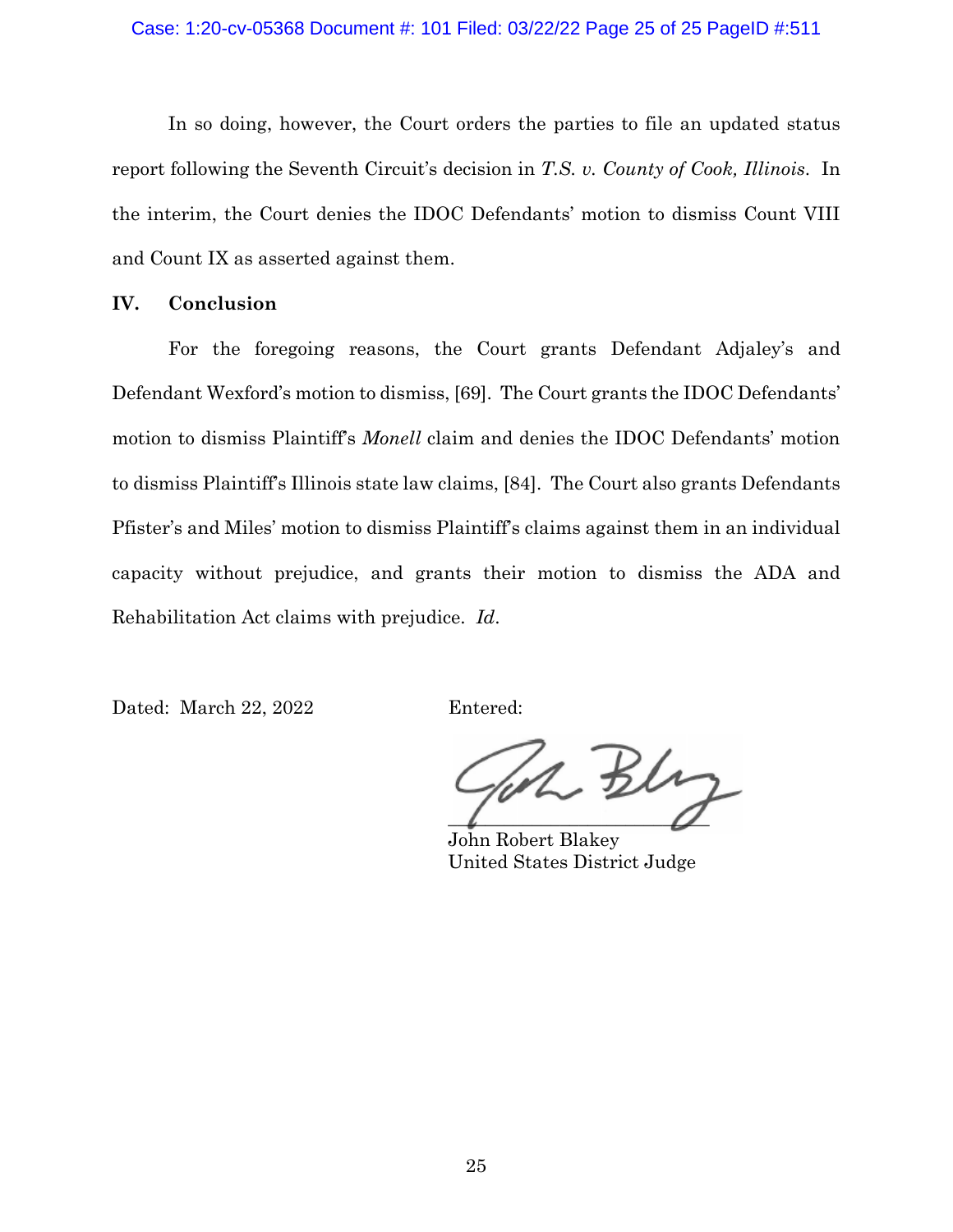In so doing, however, the Court orders the parties to file an updated status report following the Seventh Circuit's decision in *T.S. v. County of Cook, Illinois*. In the interim, the Court denies the IDOC Defendants' motion to dismiss Count VIII and Count IX as asserted against them.

## IV. Conclusion

For the foregoing reasons, the Court grants Defendant Adjaley's and Defendant Wexford's motion to dismiss, [69]. The Court grants the IDOC Defendants' motion to dismiss Plaintiff's *Monell* claim and denies the IDOC Defendants' motion to dismiss Plaintiff's Illinois state law claims, [84]. The Court also grants Defendants Pfister's and Miles' motion to dismiss Plaintiff's claims against them in an individual capacity without prejudice, and grants their motion to dismiss the ADA and Rehabilitation Act claims with prejudice. *Id*.

Dated: March 22, 2022

Entered:

John Robert Blakey
United States District Judge